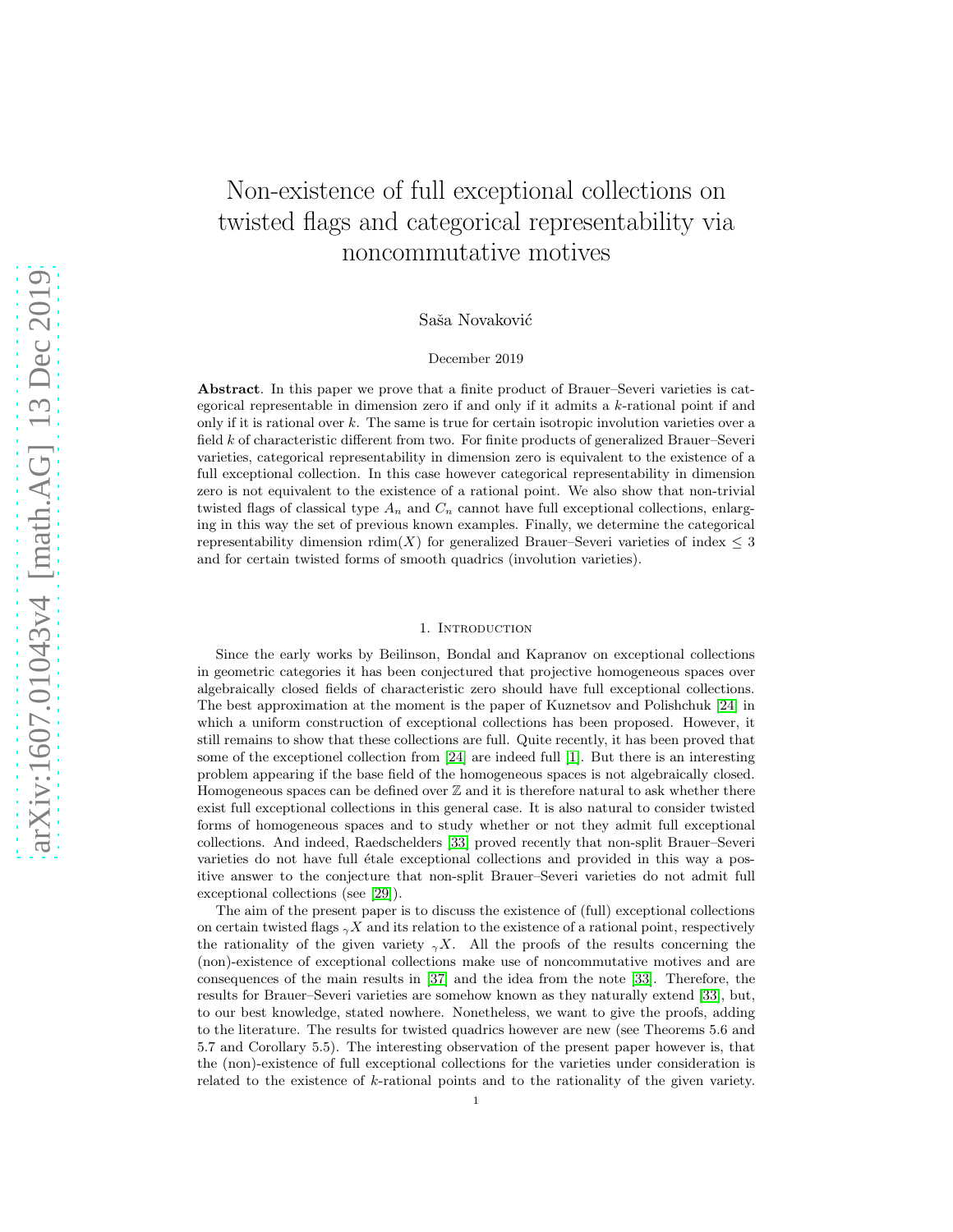# Non-existence of full exceptional collections on twisted flags and categorical representability via noncommutative motives

Saša Novaković

December 2019

**Abstract**. In this paper we prove that a finite product of Brauer–Severi varieties is categorical representable in dimension zero if and only if it admits a $k$-rational point if and only if it is rational over $k$. The same is true for certain isotropic involution varieties over a field $k$ of characteristic different from two. For finite products of generalized Brauer–Severi varieties, categorical representability in dimension zero is equivalent to the existence of a full exceptional collection. In this case however categorical representability in dimension zero is not equivalent to the existence of a rational point. We also show that non-trivial twisted flags of classical type $A_n$ and $C_n$ cannot have full exceptional collections, enlarging in this way the set of previous known examples. Finally, we determine the categorical representability dimension $\mathrm{rdim}(X)$ for generalized Brauer–Severi varieties of index $\leq 3$ and for certain twisted forms of smooth quadrics (involution varieties).

## 1. Introduction

Since the early works by Beilinson, Bondal and Kapranov on exceptional collections in geometric categories it has been conjectured that projective homogeneous spaces over algebraically closed fields of characteristic zero should have full exceptional collections. The best approximation at the moment is the paper of Kuznetsov and Polishchuk [24] in which a uniform construction of exceptional collections has been proposed. However, it still remains to show that these collections are full. Quite recently, it has been proved that some of the exceptionel collection from [24] are indeed full [1]. But there is an interesting problem appearing if the base field of the homogeneous spaces is not algebraically closed. Homogeneous spaces can be defined over $\mathbb{Z}$ and it is therefore natural to ask whether there exist full exceptional collections in this general case. It is also natural to consider twisted forms of homogeneous spaces and to study whether or not they admit full exceptional collections. And indeed, Raedschelders [33] proved recently that non-split Brauer–Severi varieties do not have full étale exceptional collections and provided in this way a positive answer to the conjecture that non-split Brauer–Severi varieties do not admit full exceptional collections (see [29]).

The aim of the present paper is to discuss the existence of (full) exceptional collections on certain twisted flags ${}_{\gamma}X$ and its relation to the existence of a rational point, respectively the rationality of the given variety ${}_{\gamma}X$. All the proofs of the results concerning the (non)-existence of exceptional collections make use of noncommutative motives and are consequences of the main results in [37] and the idea from the note [33]. Therefore, the results for Brauer–Severi varieties are somehow known as they naturally extend [33], but, to our best knowledge, stated nowhere. Nonetheless, we want to give the proofs, adding to the literature. The results for twisted quadrics however are new (see Theorems 5.6 and 5.7 and Corollary 5.5). The interesting observation of the present paper however is, that the (non)-existence of full exceptional collections for the varieties under consideration is related to the existence of $k$-rational points and to the rationality of the given variety.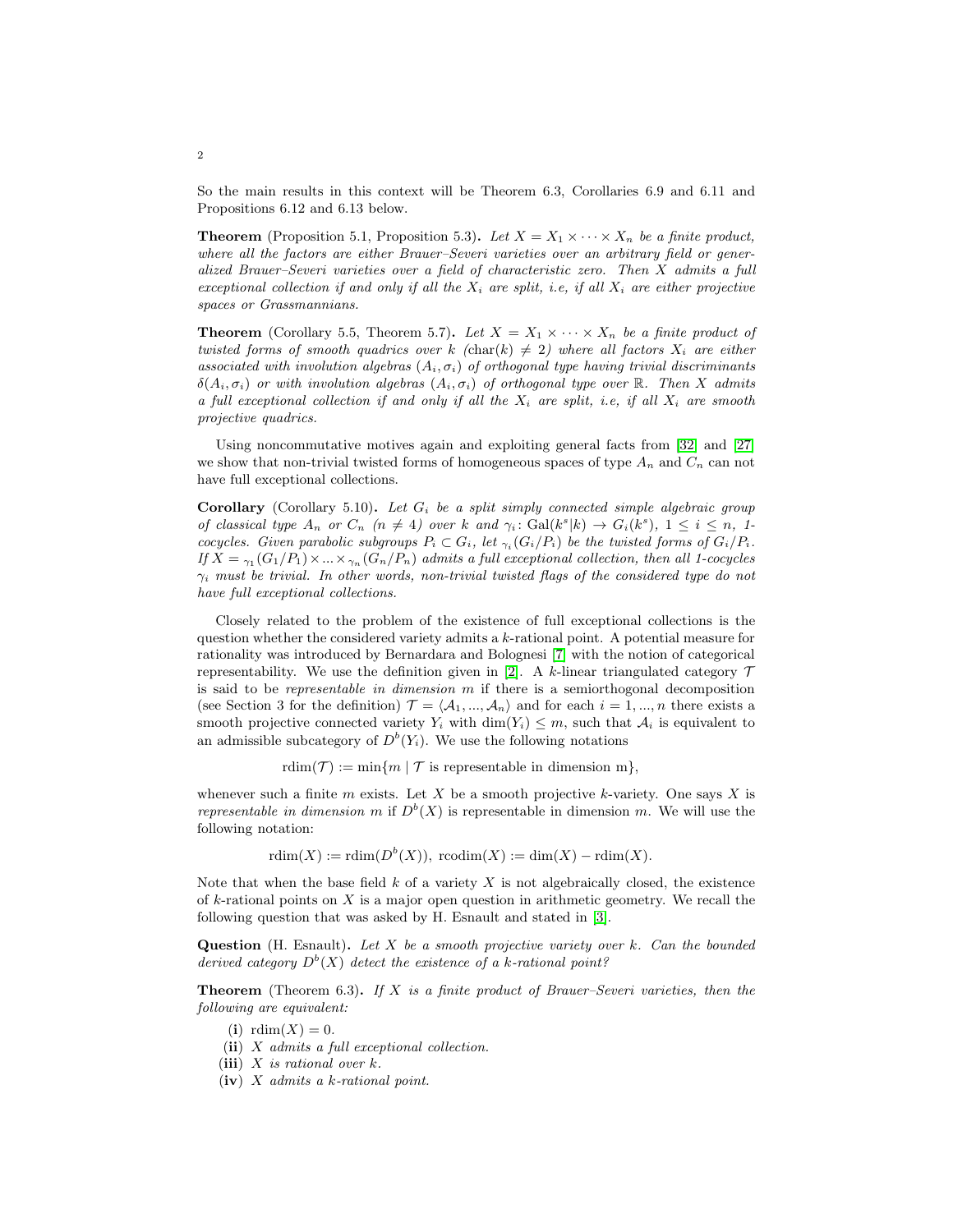So the main results in this context will be Theorem 6.3, Corollaries 6.9 and 6.11 and Propositions 6.12 and 6.13 below.

**Theorem** (Proposition 5.1, Proposition 5.3)**.** *Let $X = X_1 \times \cdots \times X_n$ be a finite product, where all the factors are either Brauer–Severi varieties over an arbitrary field or generalized Brauer–Severi varieties over a field of characteristic zero. Then $X$ admits a full exceptional collection if and only if all the $X_i$ are split, i.e, if all $X_i$ are either projective spaces or Grassmannians.*

**Theorem** (Corollary 5.5, Theorem 5.7)**.** *Let $X = X_1 \times \cdots \times X_n$ be a finite product of twisted forms of smooth quadrics over $k$ ($\mathrm{char}(k) \neq 2$) where all factors $X_i$ are either associated with involution algebras $(A_i, \sigma_i)$ of orthogonal type having trivial discriminants $\delta(A_i, \sigma_i)$ or with involution algebras $(A_i, \sigma_i)$ of orthogonal type over $\mathbb{R}$. Then $X$ admits a full exceptional collection if and only if all the $X_i$ are split, i.e, if all $X_i$ are smooth projective quadrics.*

Using noncommutative motives again and exploiting general facts from [32] and [27] we show that non-trivial twisted forms of homogeneous spaces of type $A_n$ and $C_n$ can not have full exceptional collections.

**Corollary** (Corollary 5.10)**.** *Let $G_i$ be a split simply connected simple algebraic group of classical type $A_n$ or $C_n$ ($n \neq 4$) over $k$ and $\gamma_i \colon \mathrm{Gal}(k^s|k) \to G_i(k^s)$, $1 \leq i \leq n$, 1-cocycles. Given parabolic subgroups $P_i \subset G_i$, let ${}_{\gamma_i}(G_i/P_i)$ be the twisted forms of $G_i/P_i$. If $X = {}_{\gamma_1}(G_1/P_1) \times ... \times {}_{\gamma_n}(G_n/P_n)$ admits a full exceptional collection, then all 1-cocycles $\gamma_i$ must be trivial. In other words, non-trivial twisted flags of the considered type do not have full exceptional collections.*

Closely related to the problem of the existence of full exceptional collections is the question whether the considered variety admits a $k$-rational point. A potential measure for rationality was introduced by Bernardara and Bolognesi [7] with the notion of categorical representability. We use the definition given in [2]. A $k$-linear triangulated category $\mathcal{T}$ is said to be *representable in dimension $m$* if there is a semiorthogonal decomposition (see Section 3 for the definition) $\mathcal{T} = \langle \mathcal{A}_1, ..., \mathcal{A}_n \rangle$ and for each $i = 1, ..., n$ there exists a smooth projective connected variety $Y_i$ with $\dim(Y_i) \leq m$, such that $\mathcal{A}_i$ is equivalent to an admissible subcategory of $D^b(Y_i)$. We use the following notations

$$\mathrm{rdim}(\mathcal{T}) := \min\{m \mid \mathcal{T} \text{ is representable in dimension m}\},$$

whenever such a finite $m$ exists. Let $X$ be a smooth projective $k$-variety. One says $X$ is *representable in dimension $m$* if $D^b(X)$ is representable in dimension $m$. We will use the following notation:

$$\mathrm{rdim}(X) := \mathrm{rdim}(D^b(X)),\ \mathrm{rcodim}(X) := \dim(X) - \mathrm{rdim}(X).$$

Note that when the base field $k$ of a variety $X$ is not algebraically closed, the existence of $k$-rational points on $X$ is a major open question in arithmetic geometry. We recall the following question that was asked by H. Esnault and stated in [3].

**Question** (H. Esnault)**.** *Let $X$ be a smooth projective variety over $k$. Can the bounded derived category $D^b(X)$ detect the existence of a $k$-rational point?*

**Theorem** (Theorem 6.3)**.** *If $X$ is a finite product of Brauer–Severi varieties, then the following are equivalent:*

- **(i)** $\mathrm{rdim}(X) = 0$.
- **(ii)** *$X$ admits a full exceptional collection.*
- **(iii)** *$X$ is rational over $k$.*
- **(iv)** *$X$ admits a $k$-rational point.*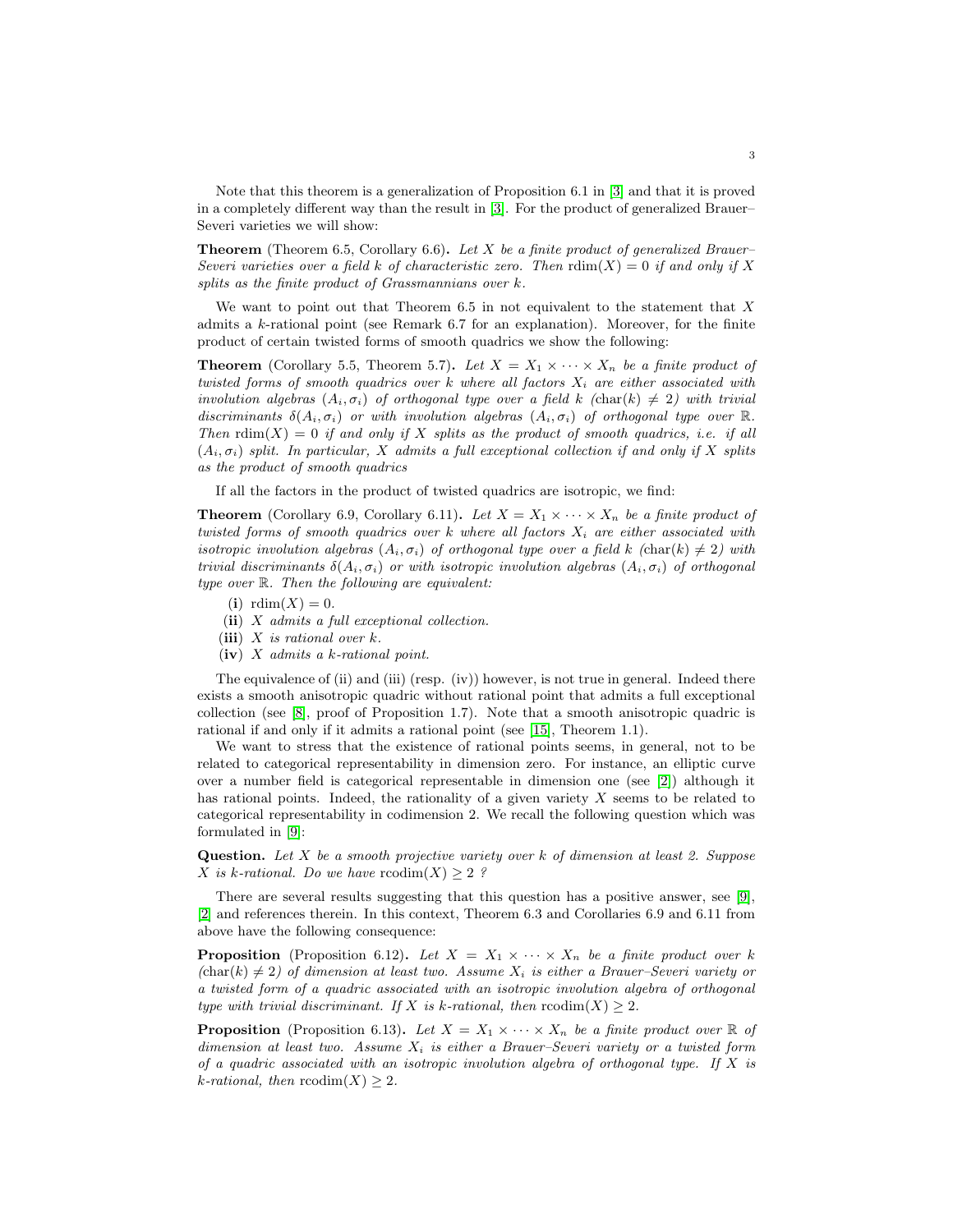Note that this theorem is a generalization of Proposition 6.1 in [3] and that it is proved in a completely different way than the result in [3]. For the product of generalized Brauer–Severi varieties we will show:

**Theorem** (Theorem 6.5, Corollary 6.6)**.** *Let $X$ be a finite product of generalized Brauer–Severi varieties over a field $k$ of characteristic zero. Then $\mathrm{rdim}(X) = 0$ if and only if $X$ splits as the finite product of Grassmannians over $k$.*

We want to point out that Theorem 6.5 in not equivalent to the statement that $X$ admits a $k$-rational point (see Remark 6.7 for an explanation). Moreover, for the finite product of certain twisted forms of smooth quadrics we show the following:

**Theorem** (Corollary 5.5, Theorem 5.7)**.** *Let $X = X_1 \times \cdots \times X_n$ be a finite product of twisted forms of smooth quadrics over $k$ where all factors $X_i$ are either associated with involution algebras $(A_i, \sigma_i)$ of orthogonal type over a field $k$ ($\mathrm{char}(k) \neq 2$) with trivial discriminants $\delta(A_i, \sigma_i)$ or with involution algebras $(A_i, \sigma_i)$ of orthogonal type over $\mathbb{R}$. Then $\mathrm{rdim}(X) = 0$ if and only if $X$ splits as the product of smooth quadrics, i.e. if all $(A_i, \sigma_i)$ split. In particular, $X$ admits a full exceptional collection if and only if $X$ splits as the product of smooth quadrics*

If all the factors in the product of twisted quadrics are isotropic, we find:

**Theorem** (Corollary 6.9, Corollary 6.11)**.** *Let $X = X_1 \times \cdots \times X_n$ be a finite product of twisted forms of smooth quadrics over $k$ where all factors $X_i$ are either associated with isotropic involution algebras $(A_i, \sigma_i)$ of orthogonal type over a field $k$ ($\mathrm{char}(k) \neq 2$) with trivial discriminants $\delta(A_i, \sigma_i)$ or with isotropic involution algebras $(A_i, \sigma_i)$ of orthogonal type over $\mathbb{R}$. Then the following are equivalent:*

- **(i)** $\mathrm{rdim}(X) = 0$.
- **(ii)** *$X$ admits a full exceptional collection.*
- **(iii)** *$X$ is rational over $k$.*
- **(iv)** *$X$ admits a $k$-rational point.*

The equivalence of (ii) and (iii) (resp. (iv)) however, is not true in general. Indeed there exists a smooth anisotropic quadric without rational point that admits a full exceptional collection (see [8], proof of Proposition 1.7). Note that a smooth anisotropic quadric is rational if and only if it admits a rational point (see [15], Theorem 1.1).

We want to stress that the existence of rational points seems, in general, not to be related to categorical representability in dimension zero. For instance, an elliptic curve over a number field is categorical representable in dimension one (see [2]) although it has rational points. Indeed, the rationality of a given variety $X$ seems to be related to categorical representability in codimension 2. We recall the following question which was formulated in [9]:

**Question.** *Let $X$ be a smooth projective variety over $k$ of dimension at least 2. Suppose $X$ is $k$-rational. Do we have $\mathrm{rcodim}(X) \geq 2$ ?*

There are several results suggesting that this question has a positive answer, see [9], [2] and references therein. In this context, Theorem 6.3 and Corollaries 6.9 and 6.11 from above have the following consequence:

**Proposition** (Proposition 6.12)**.** *Let $X = X_1 \times \cdots \times X_n$ be a finite product over $k$ ($\mathrm{char}(k) \neq 2$) of dimension at least two. Assume $X_i$ is either a Brauer–Severi variety or a twisted form of a quadric associated with an isotropic involution algebra of orthogonal type with trivial discriminant. If $X$ is $k$-rational, then $\mathrm{rcodim}(X) \geq 2$.*

**Proposition** (Proposition 6.13)**.** *Let $X = X_1 \times \cdots \times X_n$ be a finite product over $\mathbb{R}$ of dimension at least two. Assume $X_i$ is either a Brauer–Severi variety or a twisted form of a quadric associated with an isotropic involution algebra of orthogonal type. If $X$ is $k$-rational, then $\mathrm{rcodim}(X) \geq 2$.*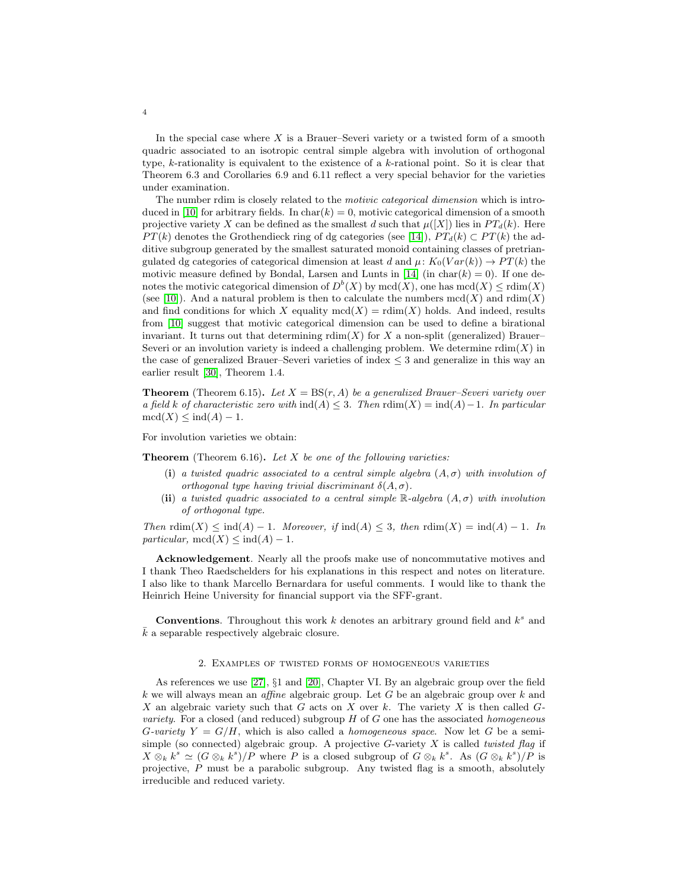In the special case where $X$ is a Brauer–Severi variety or a twisted form of a smooth quadric associated to an isotropic central simple algebra with involution of orthogonal type, $k$-rationality is equivalent to the existence of a $k$-rational point. So it is clear that Theorem 6.3 and Corollaries 6.9 and 6.11 reflect a very special behavior for the varieties under examination.

The number rdim is closely related to the *motivic categorical dimension* which is introduced in [10] for arbitrary fields. In $\mathrm{char}(k) = 0$, motivic categorical dimension of a smooth projective variety $X$ can be defined as the smallest $d$ such that $\mu([X])$ lies in $PT_d(k)$. Here $PT(k)$ denotes the Grothendieck ring of dg categories (see [14]), $PT_d(k) \subset PT(k)$ the additive subgroup generated by the smallest saturated monoid containing classes of pretriangulated dg categories of categorical dimension at least $d$ and $\mu\colon K_0(Var(k)) \to PT(k)$ the motivic measure defined by Bondal, Larsen and Lunts in [14] (in $\mathrm{char}(k) = 0$). If one denotes the motivic categorical dimension of $D^b(X)$ by $\mathrm{mcd}(X)$, one has $\mathrm{mcd}(X) \leq \mathrm{rdim}(X)$ (see [10]). And a natural problem is then to calculate the numbers $\mathrm{mcd}(X)$ and $\mathrm{rdim}(X)$ and find conditions for which $X$ equality $\mathrm{mcd}(X) = \mathrm{rdim}(X)$ holds. And indeed, results from [10] suggest that motivic categorical dimension can be used to define a birational invariant. It turns out that determining $\mathrm{rdim}(X)$ for $X$ a non-split (generalized) Brauer–Severi or an involution variety is indeed a challenging problem. We determine $\mathrm{rdim}(X)$ in the case of generalized Brauer–Severi varieties of index $\leq 3$ and generalize in this way an earlier result [30], Theorem 1.4.

**Theorem** (Theorem 6.15)**.** *Let $X = \mathrm{BS}(r, A)$ be a generalized Brauer–Severi variety over a field $k$ of characteristic zero with $\mathrm{ind}(A) \leq 3$. Then $\mathrm{rdim}(X) = \mathrm{ind}(A) - 1$. In particular $\mathrm{mcd}(X) \leq \mathrm{ind}(A) - 1$.*

For involution varieties we obtain:

**Theorem** (Theorem 6.16)**.** *Let $X$ be one of the following varieties:*

- **(i)** *a twisted quadric associated to a central simple algebra $(A, \sigma)$ with involution of orthogonal type having trivial discriminant $\delta(A, \sigma)$.*
- **(ii)** *a twisted quadric associated to a central simple $\mathbb{R}$-algebra $(A, \sigma)$ with involution of orthogonal type.*

*Then $\mathrm{rdim}(X) \leq \mathrm{ind}(A) - 1$. Moreover, if $\mathrm{ind}(A) \leq 3$, then $\mathrm{rdim}(X) = \mathrm{ind}(A) - 1$. In particular, $\mathrm{mcd}(X) \leq \mathrm{ind}(A) - 1$.*

**Acknowledgement**. Nearly all the proofs make use of noncommutative motives and I thank Theo Raedschelders for his explanations in this respect and notes on literature. I also like to thank Marcello Bernardara for useful comments. I would like to thank the Heinrich Heine University for financial support via the SFF-grant.

**Conventions**. Throughout this work $k$ denotes an arbitrary ground field and $k^s$ and $\bar{k}$ a separable respectively algebraic closure.

## 2. Examples of twisted forms of homogeneous varieties

As references we use [27], §1 and [20], Chapter VI. By an algebraic group over the field $k$ we will always mean an *affine* algebraic group. Let $G$ be an algebraic group over $k$ and $X$ an algebraic variety such that $G$ acts on $X$ over $k$. The variety $X$ is then called *$G$-variety*. For a closed (and reduced) subgroup $H$ of $G$ one has the associated *homogeneous $G$-variety* $Y = G/H$, which is also called a *homogeneous space*. Now let $G$ be a semisimple (so connected) algebraic group. A projective $G$-variety $X$ is called *twisted flag* if $X \otimes_k k^s \simeq (G \otimes_k k^s)/P$ where $P$ is a closed subgroup of $G \otimes_k k^s$. As $(G \otimes_k k^s)/P$ is projective, $P$ must be a parabolic subgroup. Any twisted flag is a smooth, absolutely irreducible and reduced variety.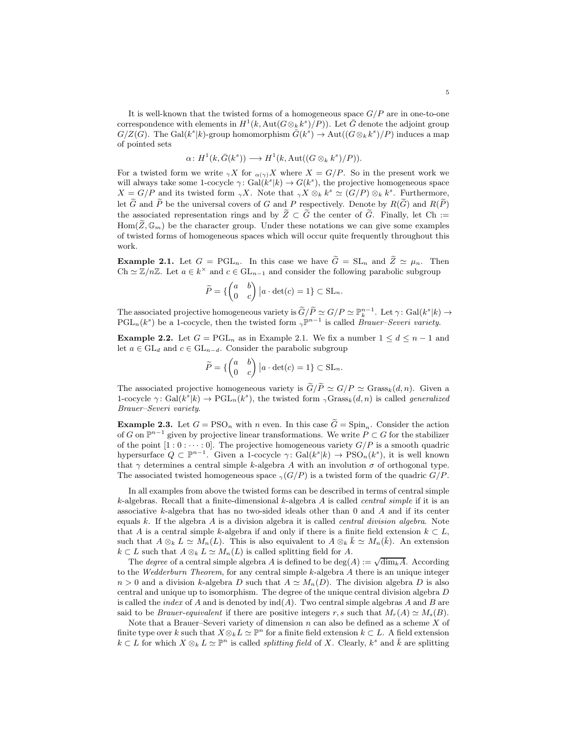It is well-known that the twisted forms of a homogeneous space $G/P$ are in one-to-one correspondence with elements in $H^1(k, \mathrm{Aut}(G\otimes_k k^s)/P))$. Let $\bar{G}$ denote the adjoint group $G/Z(G)$. The $\mathrm{Gal}(k^s|k)$-group homomorphism $\bar{G}(k^s) \to \mathrm{Aut}((G\otimes_k k^s)/P)$ induces a map of pointed sets

$$\alpha\colon H^1(k, \bar{G}(k^s)) \longrightarrow H^1(k, \mathrm{Aut}((G\otimes_k k^s)/P)).$$

For a twisted form we write ${}_{\gamma}X$ for ${}_{\alpha(\gamma)}X$ where $X = G/P$. So in the present work we will always take some 1-cocycle $\gamma\colon \mathrm{Gal}(k^s|k) \to G(k^s)$, the projective homogeneous space $X = G/P$ and its twisted form ${}_{\gamma}X$. Note that ${}_{\gamma}X \otimes_k k^s \simeq (G/P)\otimes_k k^s$. Furthermore, let $\widetilde{G}$ and $\widetilde{P}$ be the universal covers of $G$ and $P$ respectively. Denote by $R(\widetilde{G})$ and $R(\widetilde{P})$ the associated representation rings and by $\widetilde{Z} \subset \widetilde{G}$ the center of $\widetilde{G}$. Finally, let $\mathrm{Ch} := \mathrm{Hom}(\widetilde{Z}, \mathbb{G}_m)$ be the character group. Under these notations we can give some examples of twisted forms of homogeneous spaces which will occur quite frequently throughout this work.

**Example 2.1.** Let $G = \mathrm{PGL}_n$. In this case we have $\widetilde{G} = \mathrm{SL}_n$ and $\widetilde{Z} \simeq \mu_n$. Then $\mathrm{Ch} \simeq \mathbb{Z}/n\mathbb{Z}$. Let $a \in k^{\times}$ and $c \in \mathrm{GL}_{n-1}$ and consider the following parabolic subgroup

$$\widetilde{P} = \{\begin{pmatrix} a & b \\ 0 & c \end{pmatrix} | a\cdot \det(c) = 1\} \subset \mathrm{SL}_n.$$

The associated projective homogeneous variety is $\widetilde{G}/\widetilde{P} \simeq G/P \simeq \mathbb{P}^{n-1}_k$. Let $\gamma\colon \mathrm{Gal}(k^s|k) \to \mathrm{PGL}_n(k^s)$ be a 1-cocycle, then the twisted form ${}_{\gamma}\mathbb{P}^{n-1}$ is called *Brauer–Severi variety*.

**Example 2.2.** Let $G = \mathrm{PGL}_n$ as in Example 2.1. We fix a number $1 \leq d \leq n-1$ and let $a \in \mathrm{GL}_d$ and $c \in \mathrm{GL}_{n-d}$. Consider the parabolic subgroup

$$\widetilde{P} = \{\begin{pmatrix} a & b \\ 0 & c \end{pmatrix} | a\cdot \det(c) = 1\} \subset \mathrm{SL}_n.$$

The associated projective homogeneous variety is $\widetilde{G}/\widetilde{P} \simeq G/P \simeq \mathrm{Grass}_k(d,n)$. Given a 1-cocycle $\gamma\colon \mathrm{Gal}(k^s|k) \to \mathrm{PGL}_n(k^s)$, the twisted form ${}_{\gamma}\mathrm{Grass}_k(d,n)$ is called *generalized Brauer–Severi variety*.

**Example 2.3.** Let $G = \mathrm{PSO}_n$ with $n$ even. In this case $\widetilde{G} = \mathrm{Spin}_n$. Consider the action of $G$ on $\mathbb{P}^{n-1}$ given by projective linear transformations. We write $P \subset G$ for the stabilizer of the point $[1:0:\dots:0]$. The projective homogeneous variety $G/P$ is a smooth quadric hypersurface $Q \subset \mathbb{P}^{n-1}$. Given a 1-cocycle $\gamma\colon \mathrm{Gal}(k^s|k) \to \mathrm{PSO}_n(k^s)$, it is well known that $\gamma$ determines a central simple $k$-algebra $A$ with an involution $\sigma$ of orthogonal type. The associated twisted homogeneous space ${}_{\gamma}(G/P)$ is a twisted form of the quadric $G/P$.

In all examples from above the twisted forms can be described in terms of central simple $k$-algebras. Recall that a finite-dimensional $k$-algebra $A$ is called *central simple* if it is an associative $k$-algebra that has no two-sided ideals other than 0 and $A$ and if its center equals $k$. If the algebra $A$ is a division algebra it is called *central division algebra*. Note that $A$ is a central simple $k$-algebra if and only if there is a finite field extension $k \subset L$, such that $A \otimes_k L \simeq M_n(L)$. This is also equivalent to $A \otimes_k \bar{k} \simeq M_n(\bar{k})$. An extension $k \subset L$ such that $A \otimes_k L \simeq M_n(L)$ is called splitting field for $A$.

The *degree* of a central simple algebra $A$ is defined to be $\deg(A) := \sqrt{\dim_k A}$. According to the *Wedderburn Theorem*, for any central simple $k$-algebra $A$ there is an unique integer $n > 0$ and a division $k$-algebra $D$ such that $A \simeq M_n(D)$. The division algebra $D$ is also central and unique up to isomorphism. The degree of the unique central division algebra $D$ is called the *index* of $A$ and is denoted by $\mathrm{ind}(A)$. Two central simple algebras $A$ and $B$ are said to be *Brauer-equivalent* if there are positive integers $r, s$ such that $M_r(A) \simeq M_s(B)$.

Note that a Brauer–Severi variety of dimension $n$ can also be defined as a scheme $X$ of finite type over $k$ such that $X \otimes_k L \simeq \mathbb{P}^n$ for a finite field extension $k \subset L$. A field extension $k \subset L$ for which $X \otimes_k L \simeq \mathbb{P}^n$ is called *splitting field* of $X$. Clearly, $k^s$ and $\bar{k}$ are splitting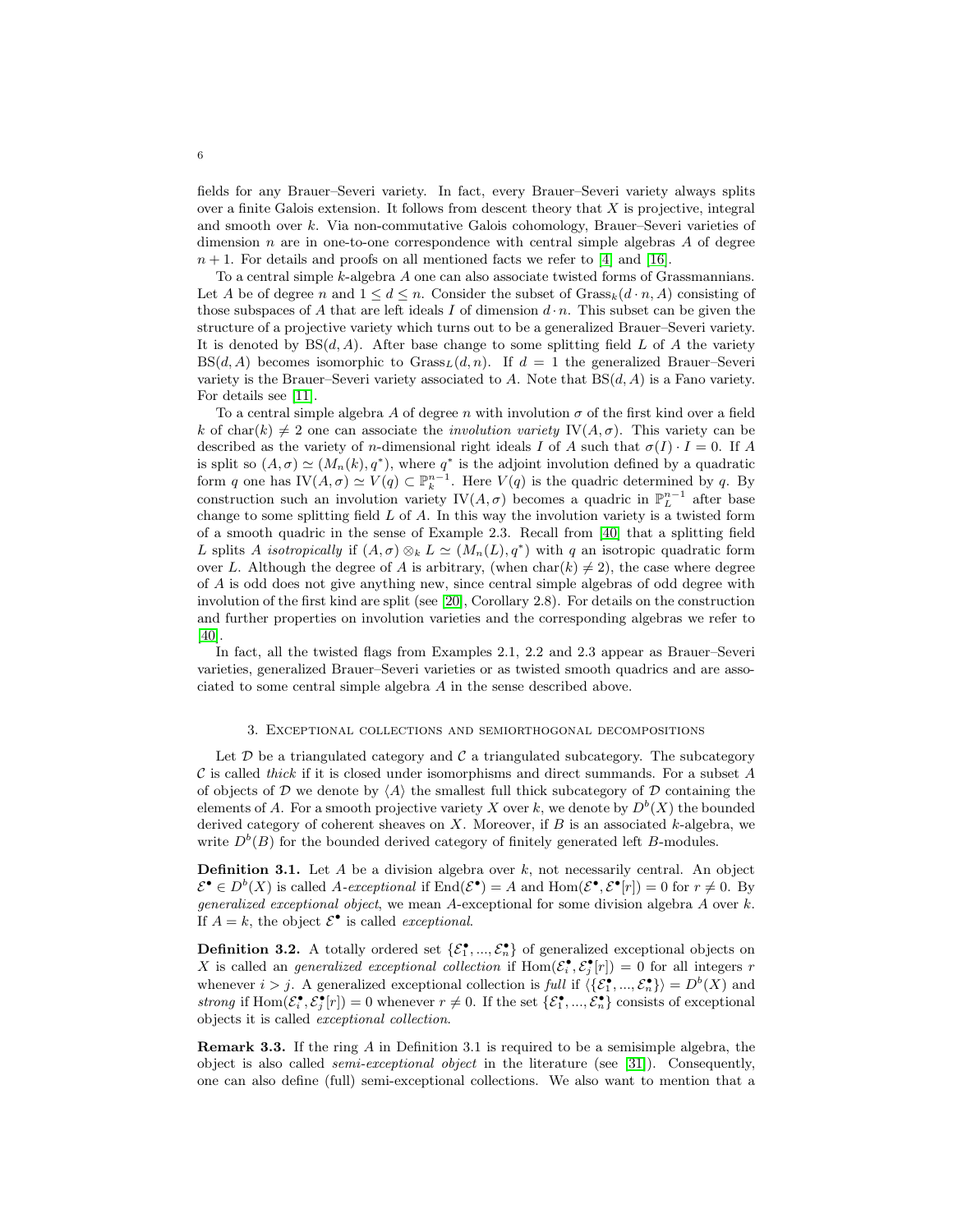fields for any Brauer–Severi variety. In fact, every Brauer–Severi variety always splits over a finite Galois extension. It follows from descent theory that $X$ is projective, integral and smooth over $k$. Via non-commutative Galois cohomology, Brauer–Severi varieties of dimension $n$ are in one-to-one correspondence with central simple algebras $A$ of degree $n+1$. For details and proofs on all mentioned facts we refer to [4] and [16].

To a central simple $k$-algebra $A$ one can also associate twisted forms of Grassmannians. Let $A$ be of degree $n$ and $1 \leq d \leq n$. Consider the subset of $\mathrm{Grass}_k(d \cdot n, A)$ consisting of those subspaces of $A$ that are left ideals $I$ of dimension $d \cdot n$. This subset can be given the structure of a projective variety which turns out to be a generalized Brauer–Severi variety. It is denoted by $\mathrm{BS}(d, A)$. After base change to some splitting field $L$ of $A$ the variety $\mathrm{BS}(d, A)$ becomes isomorphic to $\mathrm{Grass}_L(d, n)$. If $d = 1$ the generalized Brauer–Severi variety is the Brauer–Severi variety associated to $A$. Note that $\mathrm{BS}(d, A)$ is a Fano variety. For details see [11].

To a central simple algebra $A$ of degree $n$ with involution $\sigma$ of the first kind over a field $k$ of $\mathrm{char}(k) \neq 2$ one can associate the *involution variety* $\mathrm{IV}(A, \sigma)$. This variety can be described as the variety of $n$-dimensional right ideals $I$ of $A$ such that $\sigma(I) \cdot I = 0$. If $A$ is split so $(A, \sigma) \simeq (M_n(k), q^*)$, where $q^*$ is the adjoint involution defined by a quadratic form $q$ one has $\mathrm{IV}(A, \sigma) \simeq V(q) \subset \mathbb{P}_k^{n-1}$. Here $V(q)$ is the quadric determined by $q$. By construction such an involution variety $\mathrm{IV}(A, \sigma)$ becomes a quadric in $\mathbb{P}_L^{n-1}$ after base change to some splitting field $L$ of $A$. In this way the involution variety is a twisted form of a smooth quadric in the sense of Example 2.3. Recall from [40] that a splitting field $L$ splits $A$ *isotropically* if $(A, \sigma) \otimes_k L \simeq (M_n(L), q^*)$ with $q$ an isotropic quadratic form over $L$. Although the degree of $A$ is arbitrary, (when $\mathrm{char}(k) \neq 2$), the case where degree of $A$ is odd does not give anything new, since central simple algebras of odd degree with involution of the first kind are split (see [20], Corollary 2.8). For details on the construction and further properties on involution varieties and the corresponding algebras we refer to [40].

In fact, all the twisted flags from Examples 2.1, 2.2 and 2.3 appear as Brauer–Severi varieties, generalized Brauer–Severi varieties or as twisted smooth quadrics and are associated to some central simple algebra $A$ in the sense described above.

## 3. Exceptional collections and semiorthogonal decompositions

Let $\mathcal{D}$ be a triangulated category and $\mathcal{C}$ a triangulated subcategory. The subcategory $\mathcal{C}$ is called *thick* if it is closed under isomorphisms and direct summands. For a subset $A$ of objects of $\mathcal{D}$ we denote by $\langle A \rangle$ the smallest full thick subcategory of $\mathcal{D}$ containing the elements of $A$. For a smooth projective variety $X$ over $k$, we denote by $D^b(X)$ the bounded derived category of coherent sheaves on $X$. Moreover, if $B$ is an associated $k$-algebra, we write $D^b(B)$ for the bounded derived category of finitely generated left $B$-modules.

**Definition 3.1.** Let $A$ be a division algebra over $k$, not necessarily central. An object $\mathcal{E}^\bullet \in D^b(X)$ is called *$A$-exceptional* if $\mathrm{End}(\mathcal{E}^\bullet) = A$ and $\mathrm{Hom}(\mathcal{E}^\bullet, \mathcal{E}^\bullet[r]) = 0$ for $r \neq 0$. By *generalized exceptional object*, we mean $A$-exceptional for some division algebra $A$ over $k$. If $A = k$, the object $\mathcal{E}^\bullet$ is called *exceptional*.

**Definition 3.2.** A totally ordered set $\{\mathcal{E}_1^\bullet, ..., \mathcal{E}_n^\bullet\}$ of generalized exceptional objects on $X$ is called an *generalized exceptional collection* if $\mathrm{Hom}(\mathcal{E}_i^\bullet, \mathcal{E}_j^\bullet[r]) = 0$ for all integers $r$ whenever $i > j$. A generalized exceptional collection is *full* if $\langle \{\mathcal{E}_1^\bullet, ..., \mathcal{E}_n^\bullet\} \rangle = D^b(X)$ and *strong* if $\mathrm{Hom}(\mathcal{E}_i^\bullet, \mathcal{E}_j^\bullet[r]) = 0$ whenever $r \neq 0$. If the set $\{\mathcal{E}_1^\bullet, ..., \mathcal{E}_n^\bullet\}$ consists of exceptional objects it is called *exceptional collection*.

**Remark 3.3.** If the ring $A$ in Definition 3.1 is required to be a semisimple algebra, the object is also called *semi-exceptional object* in the literature (see [31]). Consequently, one can also define (full) semi-exceptional collections. We also want to mention that a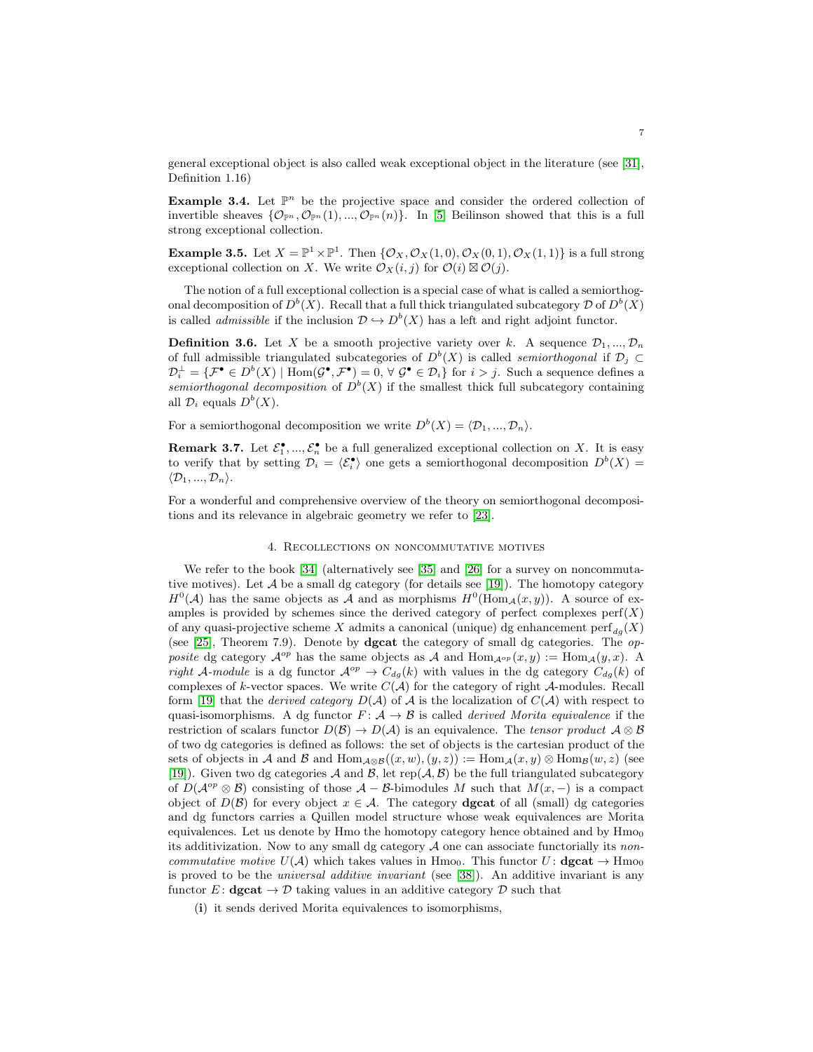general exceptional object is also called weak exceptional object in the literature (see [31], Definition 1.16)

**Example 3.4.** Let $\mathbb{P}^n$ be the projective space and consider the ordered collection of invertible sheaves $\{\mathcal{O}_{\mathbb{P}^n}, \mathcal{O}_{\mathbb{P}^n}(1), ..., \mathcal{O}_{\mathbb{P}^n}(n)\}$. In [5] Beilinson showed that this is a full strong exceptional collection.

**Example 3.5.** Let $X = \mathbb{P}^1 \times \mathbb{P}^1$. Then $\{\mathcal{O}_X, \mathcal{O}_X(1,0), \mathcal{O}_X(0,1), \mathcal{O}_X(1,1)\}$ is a full strong exceptional collection on $X$. We write $\mathcal{O}_X(i,j)$ for $\mathcal{O}(i) \boxtimes \mathcal{O}(j)$.

The notion of a full exceptional collection is a special case of what is called a semiorthogonal decomposition of $D^b(X)$. Recall that a full thick triangulated subcategory $\mathcal{D}$ of $D^b(X)$ is called *admissible* if the inclusion $\mathcal{D} \hookrightarrow D^b(X)$ has a left and right adjoint functor.

**Definition 3.6.** Let $X$ be a smooth projective variety over $k$. A sequence $\mathcal{D}_1, ..., \mathcal{D}_n$ of full admissible triangulated subcategories of $D^b(X)$ is called *semiorthogonal* if $\mathcal{D}_j \subset \mathcal{D}_i^{\perp} = \{\mathcal{F}^\bullet \in D^b(X) \mid \mathrm{Hom}(\mathcal{G}^\bullet, \mathcal{F}^\bullet) = 0, \forall\, \mathcal{G}^\bullet \in \mathcal{D}_i\}$ for $i > j$. Such a sequence defines a *semiorthogonal decomposition* of $D^b(X)$ if the smallest thick full subcategory containing all $\mathcal{D}_i$ equals $D^b(X)$.

For a semiorthogonal decomposition we write $D^b(X) = \langle \mathcal{D}_1, ..., \mathcal{D}_n \rangle$.

**Remark 3.7.** Let $\mathcal{E}_1^\bullet, ..., \mathcal{E}_n^\bullet$ be a full generalized exceptional collection on $X$. It is easy to verify that by setting $\mathcal{D}_i = \langle \mathcal{E}_i^\bullet \rangle$ one gets a semiorthogonal decomposition $D^b(X) = \langle \mathcal{D}_1, ..., \mathcal{D}_n \rangle$.

For a wonderful and comprehensive overview of the theory on semiorthogonal decompositions and its relevance in algebraic geometry we refer to [23].

## 4. Recollections on noncommutative motives

We refer to the book [34] (alternatively see [35] and [26] for a survey on noncommutative motives). Let $\mathcal{A}$ be a small dg category (for details see [19]). The homotopy category $H^0(\mathcal{A})$ has the same objects as $\mathcal{A}$ and as morphisms $H^0(\mathrm{Hom}_{\mathcal{A}}(x,y))$. A source of examples is provided by schemes since the derived category of perfect complexes $\mathrm{perf}(X)$ of any quasi-projective scheme $X$ admits a canonical (unique) dg enhancement $\mathrm{perf}_{dg}(X)$ (see [25], Theorem 7.9). Denote by **dgcat** the category of small dg categories. The *opposite* dg category $\mathcal{A}^{op}$ has the same objects as $\mathcal{A}$ and $\mathrm{Hom}_{\mathcal{A}^{op}}(x,y) := \mathrm{Hom}_{\mathcal{A}}(y,x)$. A *right* $\mathcal{A}$*-module* is a dg functor $\mathcal{A}^{op} \to C_{dg}(k)$ with values in the dg category $C_{dg}(k)$ of complexes of $k$-vector spaces. We write $C(\mathcal{A})$ for the category of right $\mathcal{A}$-modules. Recall form [19] that the *derived category* $D(\mathcal{A})$ of $\mathcal{A}$ is the localization of $C(\mathcal{A})$ with respect to quasi-isomorphisms. A dg functor $F\colon \mathcal{A} \to \mathcal{B}$ is called *derived Morita equivalence* if the restriction of scalars functor $D(\mathcal{B}) \to D(\mathcal{A})$ is an equivalence. The *tensor product* $\mathcal{A} \otimes \mathcal{B}$ of two dg categories is defined as follows: the set of objects is the cartesian product of the sets of objects in $\mathcal{A}$ and $\mathcal{B}$ and $\mathrm{Hom}_{\mathcal{A}\otimes\mathcal{B}}((x,w),(y,z)) := \mathrm{Hom}_{\mathcal{A}}(x,y) \otimes \mathrm{Hom}_{\mathcal{B}}(w,z)$ (see [19]). Given two dg categories $\mathcal{A}$ and $\mathcal{B}$, let $\mathrm{rep}(\mathcal{A}, \mathcal{B})$ be the full triangulated subcategory of $D(\mathcal{A}^{op} \otimes \mathcal{B})$ consisting of those $\mathcal{A} - \mathcal{B}$-bimodules $M$ such that $M(x, -)$ is a compact object of $D(\mathcal{B})$ for every object $x \in \mathcal{A}$. The category **dgcat** of all (small) dg categories and dg functors carries a Quillen model structure whose weak equivalences are Morita equivalences. Let us denote by Hmo the homotopy category hence obtained and by $\mathrm{Hmo}_0$ its additivization. Now to any small dg category $\mathcal{A}$ one can associate functorially its *noncommutative motive* $U(\mathcal{A})$ which takes values in $\mathrm{Hmo}_0$. This functor $U\colon \mathbf{dgcat} \to \mathrm{Hmo}_0$ is proved to be the *universal additive invariant* (see [38]). An additive invariant is any functor $E\colon \mathbf{dgcat} \to \mathcal{D}$ taking values in an additive category $\mathcal{D}$ such that

**(i)** it sends derived Morita equivalences to isomorphisms,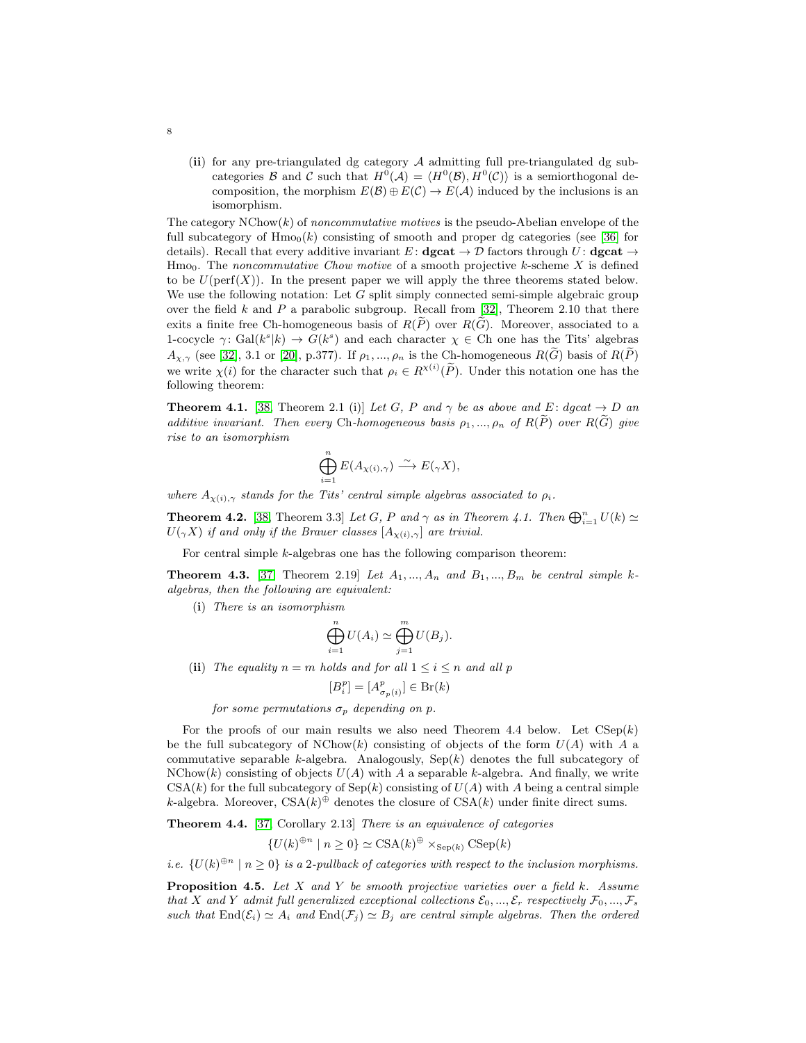(**ii**) for any pre-triangulated dg category $\mathcal{A}$ admitting full pre-triangulated dg subcategories $\mathcal{B}$ and $\mathcal{C}$ such that $H^0(\mathcal{A}) = \langle H^0(\mathcal{B}), H^0(\mathcal{C})\rangle$ is a semiorthogonal decomposition, the morphism $E(\mathcal{B}) \oplus E(\mathcal{C}) \to E(\mathcal{A})$ induced by the inclusions is an isomorphism.

The category $\mathrm{NChow}(k)$ of *noncommutative motives* is the pseudo-Abelian envelope of the full subcategory of $\mathrm{Hmo}_0(k)$ consisting of smooth and proper dg categories (see [36] for details). Recall that every additive invariant $E\colon \mathbf{dgcat} \to \mathcal{D}$ factors through $U\colon \mathbf{dgcat} \to \mathrm{Hmo}_0$. The *noncommutative Chow motive* of a smooth projective $k$-scheme $X$ is defined to be $U(\mathrm{perf}(X))$. In the present paper we will apply the three theorems stated below. We use the following notation: Let $G$ split simply connected semi-simple algebraic group over the field $k$ and $P$ a parabolic subgroup. Recall from [32], Theorem 2.10 that there exits a finite free Ch-homogeneous basis of $R(\widetilde{P})$ over $R(\widetilde{G})$. Moreover, associated to a 1-cocycle $\gamma\colon \mathrm{Gal}(k^s|k) \to G(k^s)$ and each character $\chi \in \mathrm{Ch}$ one has the Tits' algebras $A_{\chi,\gamma}$ (see [32], 3.1 or [20], p.377). If $\rho_1, ..., \rho_n$ is the Ch-homogeneous $R(\widetilde{G})$ basis of $R(\widetilde{P})$ we write $\chi(i)$ for the character such that $\rho_i \in R^{\chi(i)}(\widetilde{P})$. Under this notation one has the following theorem:

**Theorem 4.1.** [38] Theorem 2.1 (i)] *Let $G$, $P$ and $\gamma$ be as above and $E\colon dgcat \to D$ an additive invariant. Then every* Ch*-homogeneous basis $\rho_1, ..., \rho_n$ of $R(\widetilde{P})$ over $R(\widetilde{G})$ give rise to an isomorphism*

$$\bigoplus_{i=1}^{n} E(A_{\chi(i),\gamma}) \xrightarrow{\sim} E({}_\gamma X),$$

*where $A_{\chi(i),\gamma}$ stands for the Tits' central simple algebras associated to $\rho_i$.*

**Theorem 4.2.** [38] Theorem 3.3] *Let $G$, $P$ and $\gamma$ as in Theorem 4.1. Then $\bigoplus_{i=1}^{n} U(k) \simeq U({}_\gamma X)$ if and only if the Brauer classes $[A_{\chi(i),\gamma}]$ are trivial.*

For central simple $k$-algebras one has the following comparison theorem:

**Theorem 4.3.** [37] Theorem 2.19] *Let $A_1, ..., A_n$ and $B_1, ..., B_m$ be central simple $k$-algebras, then the following are equivalent:*

(**i**) *There is an isomorphism*

$$\bigoplus_{i=1}^{n} U(A_i) \simeq \bigoplus_{j=1}^{m} U(B_j).$$

(**ii**) *The equality $n = m$ holds and for all $1 \leq i \leq n$ and all $p$*

$$[B_i^p] = [A_{\sigma_p(i)}^p] \in \mathrm{Br}(k)$$

*for some permutations $\sigma_p$ depending on $p$.*

For the proofs of our main results we also need Theorem 4.4 below. Let $\mathrm{CSep}(k)$ be the full subcategory of $\mathrm{NChow}(k)$ consisting of objects of the form $U(A)$ with $A$ a commutative separable $k$-algebra. Analogously, $\mathrm{Sep}(k)$ denotes the full subcategory of $\mathrm{NChow}(k)$ consisting of objects $U(A)$ with $A$ a separable $k$-algebra. And finally, we write $\mathrm{CSA}(k)$ for the full subcategory of $\mathrm{Sep}(k)$ consisting of $U(A)$ with $A$ being a central simple $k$-algebra. Moreover, $\mathrm{CSA}(k)^{\oplus}$ denotes the closure of $\mathrm{CSA}(k)$ under finite direct sums.

**Theorem 4.4.** [37] Corollary 2.13] *There is an equivalence of categories*

$$\{U(k)^{\oplus n} \mid n \geq 0\} \simeq \mathrm{CSA}(k)^{\oplus} \times_{\mathrm{Sep}(k)} \mathrm{CSep}(k)$$

*i.e. $\{U(k)^{\oplus n} \mid n \geq 0\}$ is a 2-pullback of categories with respect to the inclusion morphisms.*

**Proposition 4.5.** *Let $X$ and $Y$ be smooth projective varieties over a field $k$. Assume that $X$ and $Y$ admit full generalized exceptional collections $\mathcal{E}_0, ..., \mathcal{E}_r$ respectively $\mathcal{F}_0, ..., \mathcal{F}_s$ such that $\mathrm{End}(\mathcal{E}_i) \simeq A_i$ and $\mathrm{End}(\mathcal{F}_j) \simeq B_j$ are central simple algebras. Then the ordered*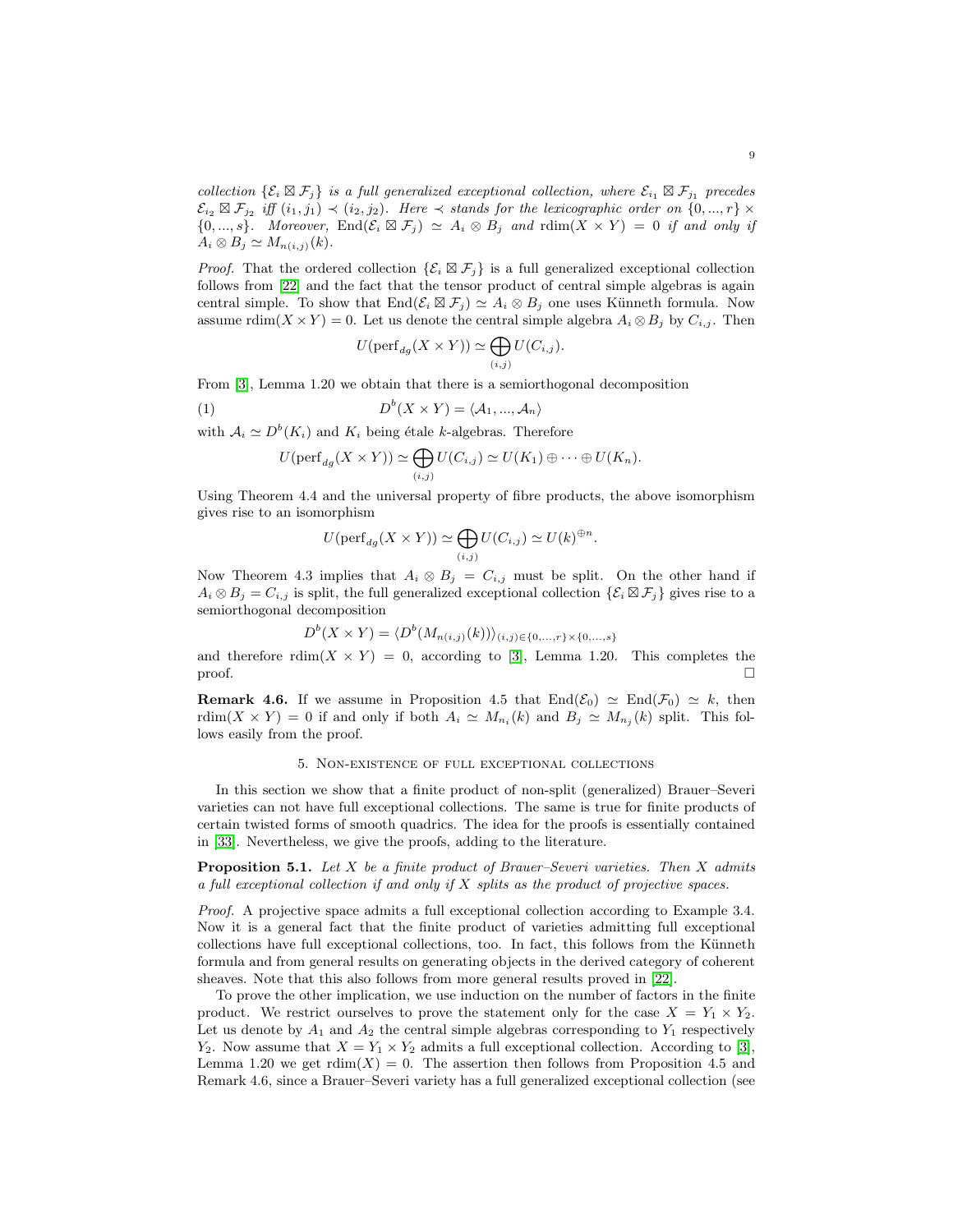*collection $\{\mathcal{E}_i \boxtimes \mathcal{F}_j\}$ is a full generalized exceptional collection, where $\mathcal{E}_{i_1} \boxtimes \mathcal{F}_{j_1}$ precedes $\mathcal{E}_{i_2} \boxtimes \mathcal{F}_{j_2}$ iff $(i_1, j_1) \prec (i_2, j_2)$. Here $\prec$ stands for the lexicographic order on $\{0, ..., r\} \times \{0, ..., s\}$. Moreover, $\mathrm{End}(\mathcal{E}_i \boxtimes \mathcal{F}_j) \simeq A_i \otimes B_j$ and $\mathrm{rdim}(X \times Y) = 0$ if and only if $A_i \otimes B_j \simeq M_{n(i,j)}(k)$.*

*Proof.* That the ordered collection $\{\mathcal{E}_i \boxtimes \mathcal{F}_j\}$ is a full generalized exceptional collection follows from [22] and the fact that the tensor product of central simple algebras is again central simple. To show that $\mathrm{End}(\mathcal{E}_i \boxtimes \mathcal{F}_j) \simeq A_i \otimes B_j$ one uses Künneth formula. Now assume $\mathrm{rdim}(X \times Y) = 0$. Let us denote the central simple algebra $A_i \otimes B_j$ by $C_{i,j}$. Then

$$U(\mathrm{perf}_{dg}(X \times Y)) \simeq \bigoplus_{(i,j)} U(C_{i,j}).$$

From [3], Lemma 1.20 we obtain that there is a semiorthogonal decomposition

$$D^b(X \times Y) = \langle \mathcal{A}_1, ..., \mathcal{A}_n \rangle \tag{1}$$

with $\mathcal{A}_i \simeq D^b(K_i)$ and $K_i$ being étale $k$-algebras. Therefore

$$U(\mathrm{perf}_{dg}(X \times Y)) \simeq \bigoplus_{(i,j)} U(C_{i,j}) \simeq U(K_1) \oplus \cdots \oplus U(K_n).$$

Using Theorem 4.4 and the universal property of fibre products, the above isomorphism gives rise to an isomorphism

$$U(\mathrm{perf}_{dg}(X \times Y)) \simeq \bigoplus_{(i,j)} U(C_{i,j}) \simeq U(k)^{\oplus n}.$$

Now Theorem 4.3 implies that $A_i \otimes B_j = C_{i,j}$ must be split. On the other hand if $A_i \otimes B_j = C_{i,j}$ is split, the full generalized exceptional collection $\{\mathcal{E}_i \boxtimes \mathcal{F}_j\}$ gives rise to a semiorthogonal decomposition

$$D^b(X \times Y) = \langle D^b(M_{n(i,j)}(k)) \rangle_{(i,j) \in \{0,...,r\} \times \{0,...,s\}}$$

and therefore $\mathrm{rdim}(X \times Y) = 0$, according to [3], Lemma 1.20. This completes the proof. $\square$

**Remark 4.6.** If we assume in Proposition 4.5 that $\mathrm{End}(\mathcal{E}_0) \simeq \mathrm{End}(\mathcal{F}_0) \simeq k$, then $\mathrm{rdim}(X \times Y) = 0$ if and only if both $A_i \simeq M_{n_i}(k)$ and $B_j \simeq M_{n_j}(k)$ split. This follows easily from the proof.

## 5. Non-existence of full exceptional collections

In this section we show that a finite product of non-split (generalized) Brauer–Severi varieties can not have full exceptional collections. The same is true for finite products of certain twisted forms of smooth quadrics. The idea for the proofs is essentially contained in [33]. Nevertheless, we give the proofs, adding to the literature.

**Proposition 5.1.** *Let $X$ be a finite product of Brauer–Severi varieties. Then $X$ admits a full exceptional collection if and only if $X$ splits as the product of projective spaces.*

*Proof.* A projective space admits a full exceptional collection according to Example 3.4. Now it is a general fact that the finite product of varieties admitting full exceptional collections have full exceptional collections, too. In fact, this follows from the Künneth formula and from general results on generating objects in the derived category of coherent sheaves. Note that this also follows from more general results proved in [22].

To prove the other implication, we use induction on the number of factors in the finite product. We restrict ourselves to prove the statement only for the case $X = Y_1 \times Y_2$. Let us denote by $A_1$ and $A_2$ the central simple algebras corresponding to $Y_1$ respectively $Y_2$. Now assume that $X = Y_1 \times Y_2$ admits a full exceptional collection. According to [3], Lemma 1.20 we get $\mathrm{rdim}(X) = 0$. The assertion then follows from Proposition 4.5 and Remark 4.6, since a Brauer–Severi variety has a full generalized exceptional collection (see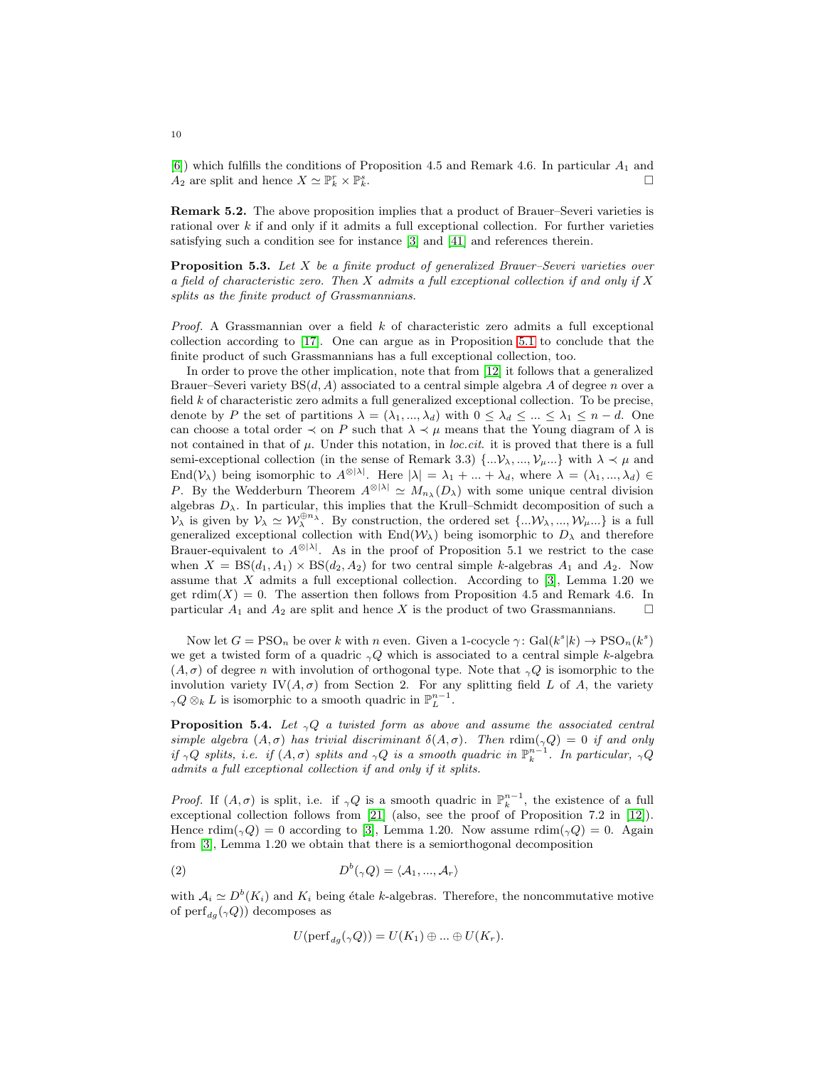[6]) which fulfills the conditions of Proposition 4.5 and Remark 4.6. In particular $A_1$ and $A_2$ are split and hence $X \simeq \mathbb{P}^r_k \times \mathbb{P}^s_k$. □

**Remark 5.2.** The above proposition implies that a product of Brauer–Severi varieties is rational over $k$ if and only if it admits a full exceptional collection. For further varieties satisfying such a condition see for instance [3] and [41] and references therein.

**Proposition 5.3.** *Let $X$ be a finite product of generalized Brauer–Severi varieties over a field of characteristic zero. Then $X$ admits a full exceptional collection if and only if $X$ splits as the finite product of Grassmannians.*

*Proof.* A Grassmannian over a field $k$ of characteristic zero admits a full exceptional collection according to [17]. One can argue as in Proposition 5.1 to conclude that the finite product of such Grassmannians has a full exceptional collection, too.

In order to prove the other implication, note that from [12] it follows that a generalized Brauer–Severi variety $\mathrm{BS}(d, A)$ associated to a central simple algebra $A$ of degree $n$ over a field $k$ of characteristic zero admits a full generalized exceptional collection. To be precise, denote by $P$ the set of partitions $\lambda = (\lambda_1, ..., \lambda_d)$ with $0 \leq \lambda_d \leq ... \leq \lambda_1 \leq n - d$. One can choose a total order $\prec$ on $P$ such that $\lambda \prec \mu$ means that the Young diagram of $\lambda$ is not contained in that of $\mu$. Under this notation, in *loc.cit.* it is proved that there is a full semi-exceptional collection (in the sense of Remark 3.3) $\{...\mathcal{V}_\lambda, ..., \mathcal{V}_\mu...\}$ with $\lambda \prec \mu$ and $\mathrm{End}(\mathcal{V}_\lambda)$ being isomorphic to $A^{\otimes|\lambda|}$. Here $|\lambda| = \lambda_1 + ... + \lambda_d$, where $\lambda = (\lambda_1, ..., \lambda_d) \in P$. By the Wedderburn Theorem $A^{\otimes|\lambda|} \simeq M_{n_\lambda}(D_\lambda)$ with some unique central division algebras $D_\lambda$. In particular, this implies that the Krull–Schmidt decomposition of such a $\mathcal{V}_\lambda$ is given by $\mathcal{V}_\lambda \simeq \mathcal{W}_\lambda^{\oplus n_\lambda}$. By construction, the ordered set $\{...\mathcal{W}_\lambda, ..., \mathcal{W}_\mu...\}$ is a full generalized exceptional collection with $\mathrm{End}(\mathcal{W}_\lambda)$ being isomorphic to $D_\lambda$ and therefore Brauer-equivalent to $A^{\otimes|\lambda|}$. As in the proof of Proposition 5.1 we restrict to the case when $X = \mathrm{BS}(d_1, A_1) \times \mathrm{BS}(d_2, A_2)$ for two central simple $k$-algebras $A_1$ and $A_2$. Now assume that $X$ admits a full exceptional collection. According to [3], Lemma 1.20 we get $\mathrm{rdim}(X) = 0$. The assertion then follows from Proposition 4.5 and Remark 4.6. In particular $A_1$ and $A_2$ are split and hence $X$ is the product of two Grassmannians. □

Now let $G = \mathrm{PSO}_n$ be over $k$ with $n$ even. Given a 1-cocycle $\gamma\colon \mathrm{Gal}(k^s|k) \to \mathrm{PSO}_n(k^s)$ we get a twisted form of a quadric ${}_\gamma Q$ which is associated to a central simple $k$-algebra $(A, \sigma)$ of degree $n$ with involution of orthogonal type. Note that ${}_\gamma Q$ is isomorphic to the involution variety $\mathrm{IV}(A, \sigma)$ from Section 2. For any splitting field $L$ of $A$, the variety ${}_\gamma Q \otimes_k L$ is isomorphic to a smooth quadric in $\mathbb{P}^{n-1}_L$.

**Proposition 5.4.** *Let ${}_\gamma Q$ a twisted form as above and assume the associated central simple algebra $(A, \sigma)$ has trivial discriminant $\delta(A, \sigma)$. Then $\mathrm{rdim}({}_\gamma Q) = 0$ if and only if ${}_\gamma Q$ splits, i.e. if $(A, \sigma)$ splits and ${}_\gamma Q$ is a smooth quadric in $\mathbb{P}^{n-1}_k$. In particular, ${}_\gamma Q$ admits a full exceptional collection if and only if it splits.*

*Proof.* If $(A, \sigma)$ is split, i.e. if ${}_\gamma Q$ is a smooth quadric in $\mathbb{P}^{n-1}_k$, the existence of a full exceptional collection follows from [21] (also, see the proof of Proposition 7.2 in [12]). Hence $\mathrm{rdim}({}_\gamma Q) = 0$ according to [3], Lemma 1.20. Now assume $\mathrm{rdim}({}_\gamma Q) = 0$. Again from [3], Lemma 1.20 we obtain that there is a semiorthogonal decomposition

$$D^b({}_\gamma Q) = \langle \mathcal{A}_1, ..., \mathcal{A}_r \rangle \tag{2}$$

with $\mathcal{A}_i \simeq D^b(K_i)$ and $K_i$ being étale $k$-algebras. Therefore, the noncommutative motive of $\mathrm{perf}_{dg}({}_\gamma Q))$ decomposes as

$$U(\mathrm{perf}_{dg}({}_\gamma Q)) = U(K_1) \oplus ... \oplus U(K_r).$$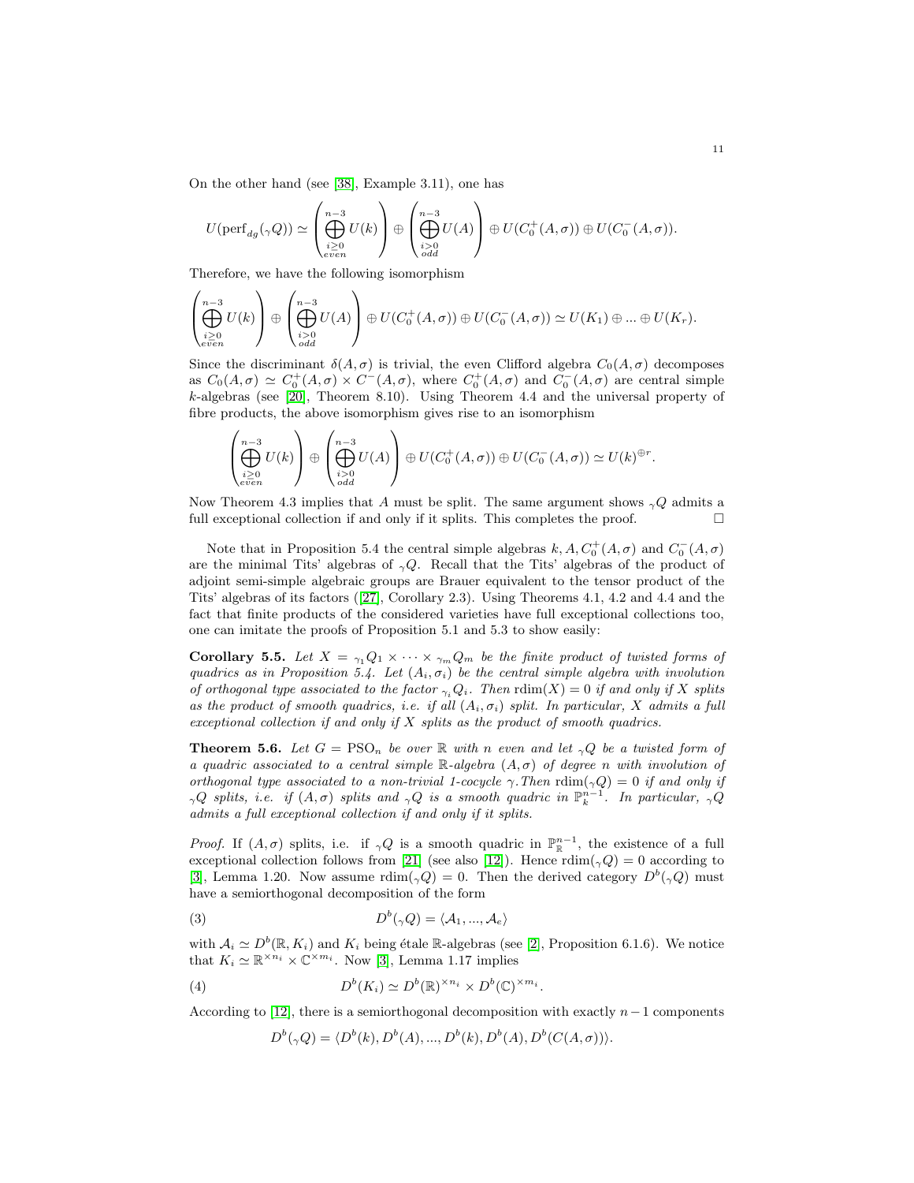On the other hand (see [38], Example 3.11), one has

$$U(\mathrm{perf}_{dg}({}_{\gamma}Q)) \simeq \left(\bigoplus_{\substack{i\geq 0\\ even}}^{n-3} U(k)\right) \oplus \left(\bigoplus_{\substack{i>0\\ odd}}^{n-3} U(A)\right) \oplus U(C_0^{+}(A,\sigma)) \oplus U(C_0^{-}(A,\sigma)).$$

Therefore, we have the following isomorphism

$$\left(\bigoplus_{\substack{i\geq 0\\ even}}^{n-3} U(k)\right) \oplus \left(\bigoplus_{\substack{i>0\\ odd}}^{n-3} U(A)\right) \oplus U(C_0^{+}(A,\sigma)) \oplus U(C_0^{-}(A,\sigma)) \simeq U(K_1) \oplus ... \oplus U(K_r).$$

Since the discriminant $\delta(A,\sigma)$ is trivial, the even Clifford algebra $C_0(A,\sigma)$ decomposes as $C_0(A,\sigma) \simeq C_0^{+}(A,\sigma) \times C^{-}(A,\sigma)$, where $C_0^{+}(A,\sigma)$ and $C_0^{-}(A,\sigma)$ are central simple $k$-algebras (see [20], Theorem 8.10). Using Theorem 4.4 and the universal property of fibre products, the above isomorphism gives rise to an isomorphism

$$\left(\bigoplus_{\substack{i\geq 0\\ even}}^{n-3} U(k)\right) \oplus \left(\bigoplus_{\substack{i>0\\ odd}}^{n-3} U(A)\right) \oplus U(C_0^{+}(A,\sigma)) \oplus U(C_0^{-}(A,\sigma)) \simeq U(k)^{\oplus r}.$$

Now Theorem 4.3 implies that $A$ must be split. The same argument shows ${}_{\gamma}Q$ admits a full exceptional collection if and only if it splits. This completes the proof. $\square$

Note that in Proposition 5.4 the central simple algebras $k, A, C_0^{+}(A,\sigma)$ and $C_0^{-}(A,\sigma)$ are the minimal Tits' algebras of ${}_{\gamma}Q$. Recall that the Tits' algebras of the product of adjoint semi-simple algebraic groups are Brauer equivalent to the tensor product of the Tits' algebras of its factors ([27], Corollary 2.3). Using Theorems 4.1, 4.2 and 4.4 and the fact that finite products of the considered varieties have full exceptional collections too, one can imitate the proofs of Proposition 5.1 and 5.3 to show easily:

**Corollary 5.5.** *Let $X = {}_{\gamma_1}Q_1 \times \cdots \times {}_{\gamma_m}Q_m$ be the finite product of twisted forms of quadrics as in Proposition 5.4. Let $(A_i,\sigma_i)$ be the central simple algebra with involution of orthogonal type associated to the factor ${}_{\gamma_i}Q_i$. Then $\mathrm{rdim}(X) = 0$ if and only if $X$ splits as the product of smooth quadrics, i.e. if all $(A_i,\sigma_i)$ split. In particular, $X$ admits a full exceptional collection if and only if $X$ splits as the product of smooth quadrics.*

**Theorem 5.6.** *Let $G = \mathrm{PSO}_n$ be over $\mathbb{R}$ with $n$ even and let ${}_{\gamma}Q$ be a twisted form of a quadric associated to a central simple $\mathbb{R}$-algebra $(A,\sigma)$ of degree $n$ with involution of orthogonal type associated to a non-trivial 1-cocycle $\gamma$. Then $\mathrm{rdim}({}_{\gamma}Q) = 0$ if and only if ${}_{\gamma}Q$ splits, i.e. if $(A,\sigma)$ splits and ${}_{\gamma}Q$ is a smooth quadric in $\mathbb{P}^{n-1}_k$. In particular, ${}_{\gamma}Q$ admits a full exceptional collection if and only if it splits.*

*Proof.* If $(A,\sigma)$ splits, i.e. if ${}_{\gamma}Q$ is a smooth quadric in $\mathbb{P}^{n-1}_{\mathbb{R}}$, the existence of a full exceptional collection follows from [21] (see also [12]). Hence $\mathrm{rdim}({}_{\gamma}Q) = 0$ according to [3], Lemma 1.20. Now assume $\mathrm{rdim}({}_{\gamma}Q) = 0$. Then the derived category $D^b({}_{\gamma}Q)$ must have a semiorthogonal decomposition of the form

$$D^b({}_{\gamma}Q) = \langle \mathcal{A}_1, ..., \mathcal{A}_e \rangle \tag{3}$$

with $\mathcal{A}_i \simeq D^b(\mathbb{R}, K_i)$ and $K_i$ being étale $\mathbb{R}$-algebras (see [2], Proposition 6.1.6). We notice that $K_i \simeq \mathbb{R}^{\times n_i} \times \mathbb{C}^{\times m_i}$. Now [3], Lemma 1.17 implies

$$D^b(K_i) \simeq D^b(\mathbb{R})^{\times n_i} \times D^b(\mathbb{C})^{\times m_i}. \tag{4}$$

According to [12], there is a semiorthogonal decomposition with exactly $n-1$ components

$$D^b({}_{\gamma}Q) = \langle D^b(k), D^b(A), ..., D^b(k), D^b(A), D^b(C(A,\sigma)) \rangle.$$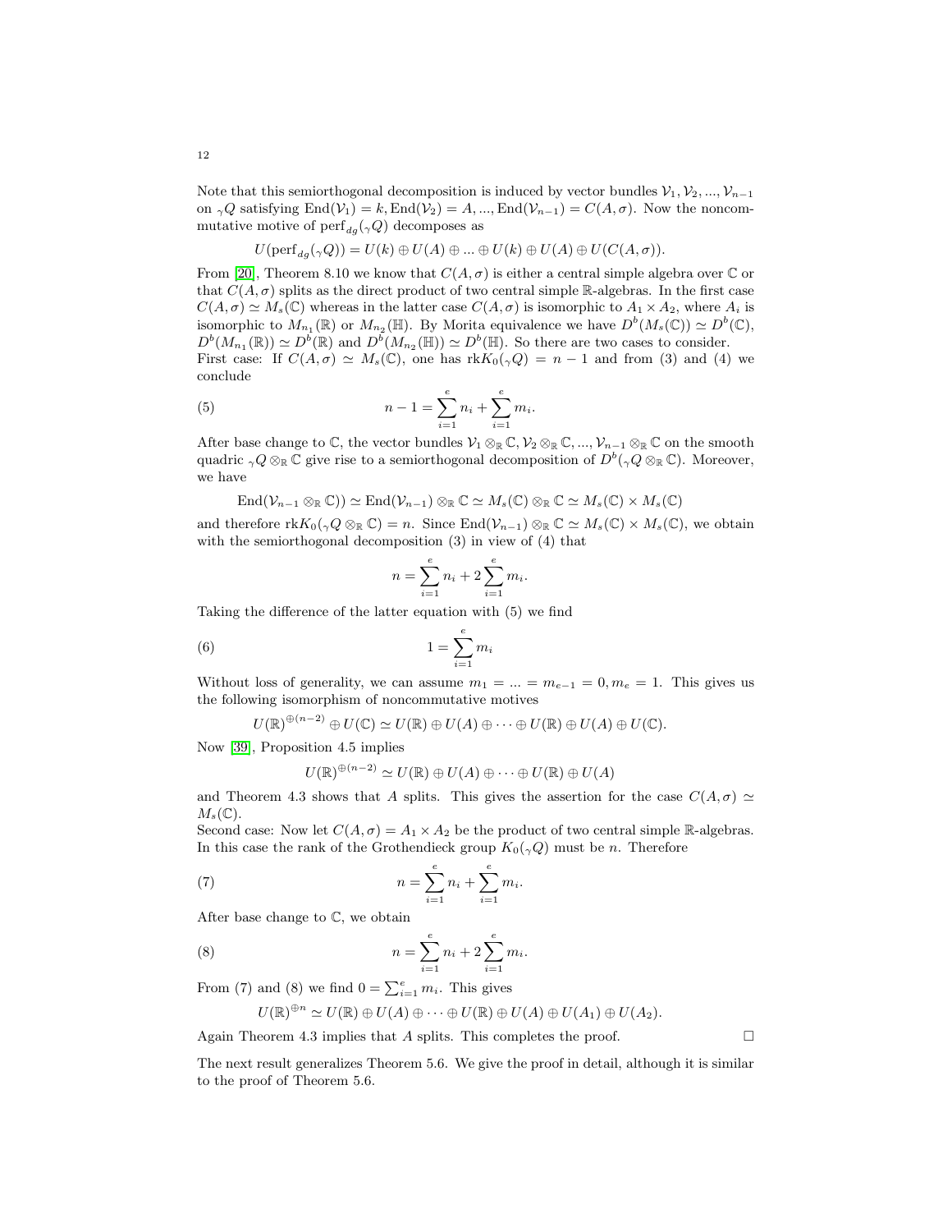Note that this semiorthogonal decomposition is induced by vector bundles $\mathcal{V}_1, \mathcal{V}_2, ..., \mathcal{V}_{n-1}$ on ${}_\gamma Q$ satisfying $\mathrm{End}(\mathcal{V}_1) = k, \mathrm{End}(\mathcal{V}_2) = A, ..., \mathrm{End}(\mathcal{V}_{n-1}) = C(A,\sigma)$. Now the noncommutative motive of $\mathrm{perf}_{dg}({}_\gamma Q)$ decomposes as

$$U(\mathrm{perf}_{dg}({}_\gamma Q)) = U(k) \oplus U(A) \oplus ... \oplus U(k) \oplus U(A) \oplus U(C(A,\sigma)).$$

From [20], Theorem 8.10 we know that $C(A,\sigma)$ is either a central simple algebra over $\mathbb{C}$ or that $C(A,\sigma)$ splits as the direct product of two central simple $\mathbb{R}$-algebras. In the first case $C(A,\sigma) \simeq M_s(\mathbb{C})$ whereas in the latter case $C(A,\sigma)$ is isomorphic to $A_1 \times A_2$, where $A_i$ is isomorphic to $M_{n_1}(\mathbb{R})$ or $M_{n_2}(\mathbb{H})$. By Morita equivalence we have $D^b(M_s(\mathbb{C})) \simeq D^b(\mathbb{C})$, $D^b(M_{n_1}(\mathbb{R})) \simeq D^b(\mathbb{R})$ and $D^b(M_{n_2}(\mathbb{H})) \simeq D^b(\mathbb{H})$. So there are two cases to consider.
First case: If $C(A,\sigma) \simeq M_s(\mathbb{C})$, one has $\mathrm{rk}K_0({}_\gamma Q) = n-1$ and from (3) and (4) we conclude

$$n - 1 = \sum_{i=1}^{e} n_i + \sum_{i=1}^{e} m_i. \tag{5}$$

After base change to $\mathbb{C}$, the vector bundles $\mathcal{V}_1 \otimes_{\mathbb{R}} \mathbb{C}, \mathcal{V}_2 \otimes_{\mathbb{R}} \mathbb{C}, ..., \mathcal{V}_{n-1} \otimes_{\mathbb{R}} \mathbb{C}$ on the smooth quadric ${}_\gamma Q \otimes_{\mathbb{R}} \mathbb{C}$ give rise to a semiorthogonal decomposition of $D^b({}_\gamma Q \otimes_{\mathbb{R}} \mathbb{C})$. Moreover, we have

$$\mathrm{End}(\mathcal{V}_{n-1} \otimes_{\mathbb{R}} \mathbb{C})) \simeq \mathrm{End}(\mathcal{V}_{n-1}) \otimes_{\mathbb{R}} \mathbb{C} \simeq M_s(\mathbb{C}) \otimes_{\mathbb{R}} \mathbb{C} \simeq M_s(\mathbb{C}) \times M_s(\mathbb{C})$$

and therefore $\mathrm{rk}K_0({}_\gamma Q \otimes_{\mathbb{R}} \mathbb{C}) = n$. Since $\mathrm{End}(\mathcal{V}_{n-1}) \otimes_{\mathbb{R}} \mathbb{C} \simeq M_s(\mathbb{C}) \times M_s(\mathbb{C})$, we obtain with the semiorthogonal decomposition (3) in view of (4) that

$$n = \sum_{i=1}^{e} n_i + 2\sum_{i=1}^{e} m_i.$$

Taking the difference of the latter equation with (5) we find

$$1 = \sum_{i=1}^{e} m_i \tag{6}$$

Without loss of generality, we can assume $m_1 = ... = m_{e-1} = 0, m_e = 1$. This gives us the following isomorphism of noncommutative motives

$$U(\mathbb{R})^{\oplus(n-2)} \oplus U(\mathbb{C}) \simeq U(\mathbb{R}) \oplus U(A) \oplus \cdots \oplus U(\mathbb{R}) \oplus U(A) \oplus U(\mathbb{C}).$$

Now [39], Proposition 4.5 implies

$$U(\mathbb{R})^{\oplus(n-2)} \simeq U(\mathbb{R}) \oplus U(A) \oplus \cdots \oplus U(\mathbb{R}) \oplus U(A)$$

and Theorem 4.3 shows that $A$ splits. This gives the assertion for the case $C(A,\sigma) \simeq M_s(\mathbb{C})$.
Second case: Now let $C(A,\sigma) = A_1 \times A_2$ be the product of two central simple $\mathbb{R}$-algebras. In this case the rank of the Grothendieck group $K_0({}_\gamma Q)$ must be $n$. Therefore

$$n = \sum_{i=1}^{e} n_i + \sum_{i=1}^{e} m_i. \tag{7}$$

After base change to $\mathbb{C}$, we obtain

$$n = \sum_{i=1}^{e} n_i + 2\sum_{i=1}^{e} m_i. \tag{8}$$

From (7) and (8) we find $0 = \sum_{i=1}^{e} m_i$. This gives

$$U(\mathbb{R})^{\oplus n} \simeq U(\mathbb{R}) \oplus U(A) \oplus \cdots \oplus U(\mathbb{R}) \oplus U(A) \oplus U(A_1) \oplus U(A_2).$$

Again Theorem 4.3 implies that $A$ splits. This completes the proof. $\square$

The next result generalizes Theorem 5.6. We give the proof in detail, although it is similar to the proof of Theorem 5.6.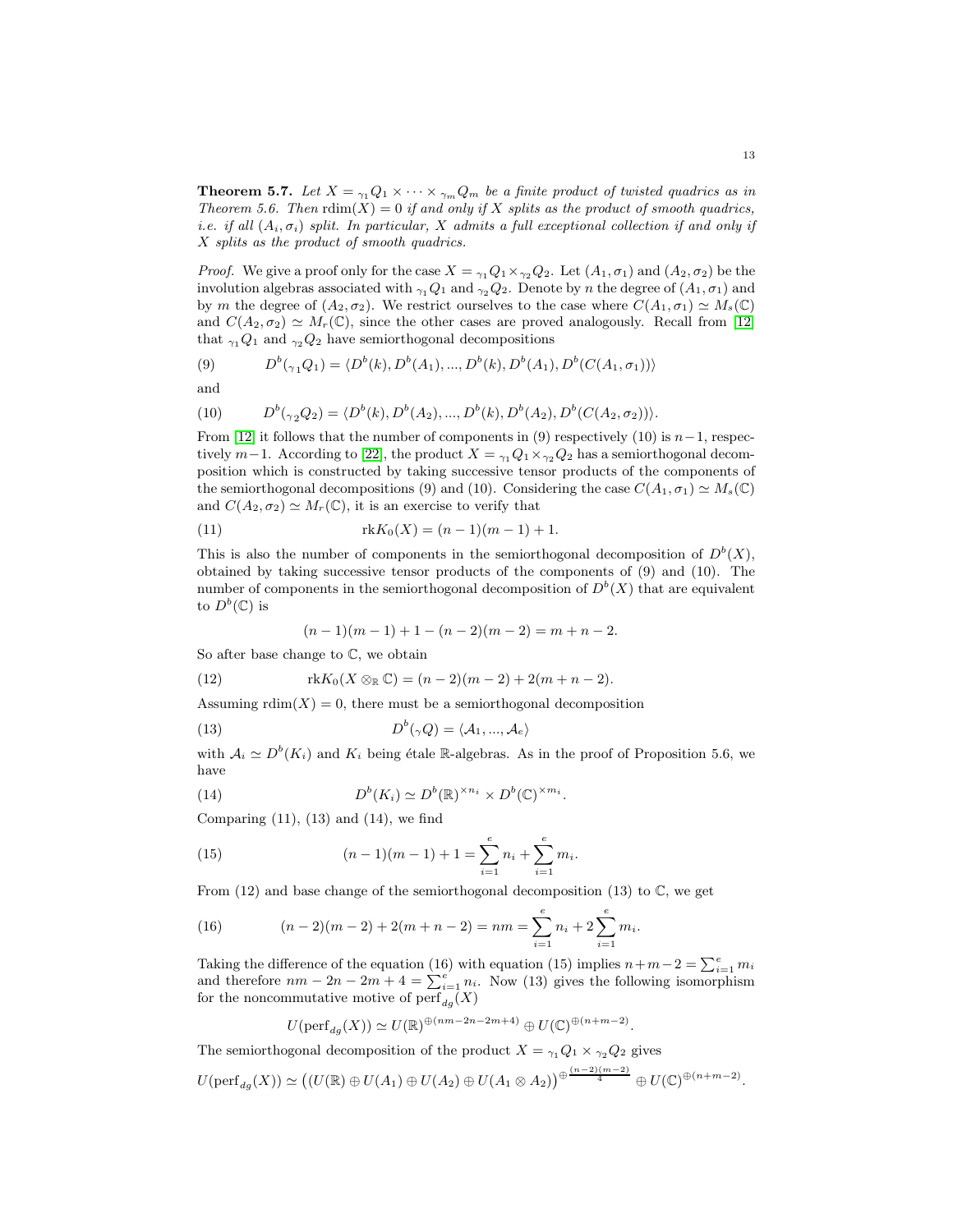**Theorem 5.7.** *Let $X = {}_{\gamma_1}Q_1 \times \cdots \times {}_{\gamma_m}Q_m$ be a finite product of twisted quadrics as in Theorem 5.6. Then $\mathrm{rdim}(X) = 0$ if and only if $X$ splits as the product of smooth quadrics, i.e. if all $(A_i, \sigma_i)$ split. In particular, $X$ admits a full exceptional collection if and only if $X$ splits as the product of smooth quadrics.*

*Proof.* We give a proof only for the case $X = {}_{\gamma_1}Q_1 \times {}_{\gamma_2}Q_2$. Let $(A_1, \sigma_1)$ and $(A_2, \sigma_2)$ be the involution algebras associated with ${}_{\gamma_1}Q_1$ and ${}_{\gamma_2}Q_2$. Denote by $n$ the degree of $(A_1, \sigma_1)$ and by $m$ the degree of $(A_2, \sigma_2)$. We restrict ourselves to the case where $C(A_1, \sigma_1) \simeq M_s(\mathbb{C})$ and $C(A_2, \sigma_2) \simeq M_r(\mathbb{C})$, since the other cases are proved analogously. Recall from [12] that ${}_{\gamma_1}Q_1$ and ${}_{\gamma_2}Q_2$ have semiorthogonal decompositions

$$D^b({}_{\gamma_1}Q_1) = \langle D^b(k), D^b(A_1), ..., D^b(k), D^b(A_1), D^b(C(A_1, \sigma_1))\rangle \tag{9}$$

and

$$D^b({}_{\gamma_2}Q_2) = \langle D^b(k), D^b(A_2), ..., D^b(k), D^b(A_2), D^b(C(A_2, \sigma_2))\rangle. \tag{10}$$

From [12] it follows that the number of components in (9) respectively (10) is $n-1$, respectively $m-1$. According to [22], the product $X = {}_{\gamma_1}Q_1 \times {}_{\gamma_2}Q_2$ has a semiorthogonal decomposition which is constructed by taking successive tensor products of the components of the semiorthogonal decompositions (9) and (10). Considering the case $C(A_1, \sigma_1) \simeq M_s(\mathbb{C})$ and $C(A_2, \sigma_2) \simeq M_r(\mathbb{C})$, it is an exercise to verify that

$$\mathrm{rk}K_0(X) = (n-1)(m-1) + 1. \tag{11}$$

This is also the number of components in the semiorthogonal decomposition of $D^b(X)$, obtained by taking successive tensor products of the components of (9) and (10). The number of components in the semiorthogonal decomposition of $D^b(X)$ that are equivalent to $D^b(\mathbb{C})$ is

$$(n-1)(m-1) + 1 - (n-2)(m-2) = m + n - 2.$$

So after base change to $\mathbb{C}$, we obtain

$$\mathrm{rk}K_0(X \otimes_{\mathbb{R}} \mathbb{C}) = (n-2)(m-2) + 2(m+n-2). \tag{12}$$

Assuming $\mathrm{rdim}(X) = 0$, there must be a semiorthogonal decomposition

$$D^b({}_{\gamma}Q) = \langle \mathcal{A}_1, ..., \mathcal{A}_e\rangle \tag{13}$$

with $\mathcal{A}_i \simeq D^b(K_i)$ and $K_i$ being étale $\mathbb{R}$-algebras. As in the proof of Proposition 5.6, we have

$$D^b(K_i) \simeq D^b(\mathbb{R})^{\times n_i} \times D^b(\mathbb{C})^{\times m_i}. \tag{14}$$

Comparing (11), (13) and (14), we find

$$(n-1)(m-1) + 1 = \sum_{i=1}^{e} n_i + \sum_{i=1}^{e} m_i. \tag{15}$$

From (12) and base change of the semiorthogonal decomposition (13) to $\mathbb{C}$, we get

$$(n-2)(m-2) + 2(m+n-2) = nm = \sum_{i=1}^{e} n_i + 2\sum_{i=1}^{e} m_i. \tag{16}$$

Taking the difference of the equation (16) with equation (15) implies $n+m-2 = \sum_{i=1}^{e} m_i$ and therefore $nm - 2n - 2m + 4 = \sum_{i=1}^{e} n_i$. Now (13) gives the following isomorphism for the noncommutative motive of $\mathrm{perf}_{dg}(X)$

$$U(\mathrm{perf}_{dg}(X)) \simeq U(\mathbb{R})^{\oplus(nm-2n-2m+4)} \oplus U(\mathbb{C})^{\oplus(n+m-2)}.$$

The semiorthogonal decomposition of the product $X = {}_{\gamma_1}Q_1 \times {}_{\gamma_2}Q_2$ gives

$$U(\mathrm{perf}_{dg}(X)) \simeq \big((U(\mathbb{R}) \oplus U(A_1) \oplus U(A_2) \oplus U(A_1 \otimes A_2)\big)^{\oplus \frac{(n-2)(m-2)}{4}} \oplus U(\mathbb{C})^{\oplus(n+m-2)}.$$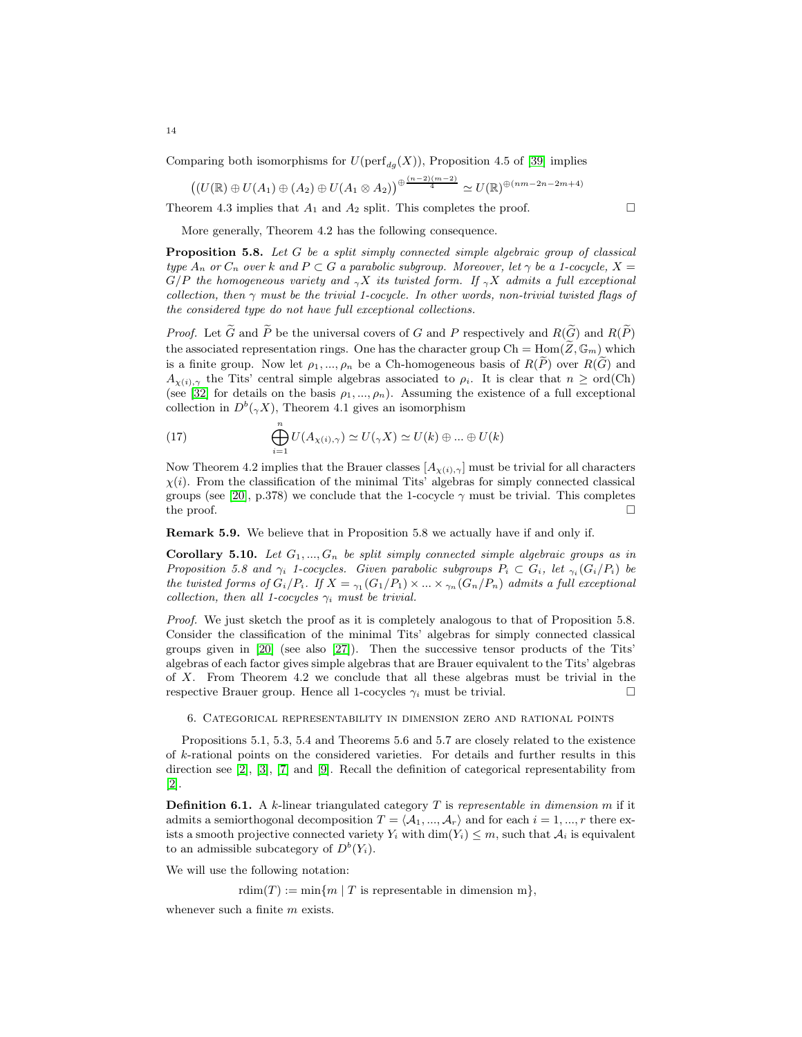Comparing both isomorphisms for $U(\mathrm{perf}_{dg}(X))$, Proposition 4.5 of [39] implies

$$\big((U(\mathbb{R}) \oplus U(A_1) \oplus (A_2) \oplus U(A_1 \otimes A_2)\big)^{\oplus \frac{(n-2)(m-2)}{4}} \simeq U(\mathbb{R})^{\oplus(nm-2n-2m+4)}$$

Theorem 4.3 implies that $A_1$ and $A_2$ split. This completes the proof. □

More generally, Theorem 4.2 has the following consequence.

**Proposition 5.8.** *Let $G$ be a split simply connected simple algebraic group of classical type $A_n$ or $C_n$ over $k$ and $P \subset G$ a parabolic subgroup. Moreover, let $\gamma$ be a 1-cocycle, $X = G/P$ the homogeneous variety and ${}_\gamma X$ its twisted form. If ${}_\gamma X$ admits a full exceptional collection, then $\gamma$ must be the trivial 1-cocycle. In other words, non-trivial twisted flags of the considered type do not have full exceptional collections.*

*Proof.* Let $\widetilde{G}$ and $\widetilde{P}$ be the universal covers of $G$ and $P$ respectively and $R(\widetilde{G})$ and $R(\widetilde{P})$ the associated representation rings. One has the character group $\mathrm{Ch} = \mathrm{Hom}(\widetilde{Z}, \mathbb{G}_m)$ which is a finite group. Now let $\rho_1, ..., \rho_n$ be a Ch-homogeneous basis of $R(\widetilde{P})$ over $R(\widetilde{G})$ and $A_{\chi(i),\gamma}$ the Tits' central simple algebras associated to $\rho_i$. It is clear that $n \geq \mathrm{ord}(\mathrm{Ch})$ (see [32] for details on the basis $\rho_1, ..., \rho_n$). Assuming the existence of a full exceptional collection in $D^b({}_\gamma X)$, Theorem 4.1 gives an isomorphism

$$\bigoplus_{i=1}^{n} U(A_{\chi(i),\gamma}) \simeq U({}_\gamma X) \simeq U(k) \oplus ... \oplus U(k) \tag{17}$$

Now Theorem 4.2 implies that the Brauer classes $[A_{\chi(i),\gamma}]$ must be trivial for all characters $\chi(i)$. From the classification of the minimal Tits' algebras for simply connected classical groups (see [20], p.378) we conclude that the 1-cocycle $\gamma$ must be trivial. This completes the proof. □

**Remark 5.9.** We believe that in Proposition 5.8 we actually have if and only if.

**Corollary 5.10.** *Let $G_1, ..., G_n$ be split simply connected simple algebraic groups as in Proposition 5.8 and $\gamma_i$ 1-cocycles. Given parabolic subgroups $P_i \subset G_i$, let ${}_{\gamma_i}(G_i/P_i)$ be the twisted forms of $G_i/P_i$. If $X = {}_{\gamma_1}(G_1/P_1) \times ... \times {}_{\gamma_n}(G_n/P_n)$ admits a full exceptional collection, then all 1-cocycles $\gamma_i$ must be trivial.*

*Proof.* We just sketch the proof as it is completely analogous to that of Proposition 5.8. Consider the classification of the minimal Tits' algebras for simply connected classical groups given in [20] (see also [27]). Then the successive tensor products of the Tits' algebras of each factor gives simple algebras that are Brauer equivalent to the Tits' algebras of $X$. From Theorem 4.2 we conclude that all these algebras must be trivial in the respective Brauer group. Hence all 1-cocycles $\gamma_i$ must be trivial. □

## 6. Categorical representability in dimension zero and rational points

Propositions 5.1, 5.3, 5.4 and Theorems 5.6 and 5.7 are closely related to the existence of $k$-rational points on the considered varieties. For details and further results in this direction see [2], [3], [7] and [9]. Recall the definition of categorical representability from [2].

**Definition 6.1.** A $k$-linear triangulated category $T$ is *representable in dimension $m$* if it admits a semiorthogonal decomposition $T = \langle \mathcal{A}_1, ..., \mathcal{A}_r \rangle$ and for each $i = 1, ..., r$ there exists a smooth projective connected variety $Y_i$ with $\dim(Y_i) \leq m$, such that $\mathcal{A}_i$ is equivalent to an admissible subcategory of $D^b(Y_i)$.

We will use the following notation:

$$\mathrm{rdim}(T) := \min\{m \mid T \text{ is representable in dimension m}\},$$

whenever such a finite $m$ exists.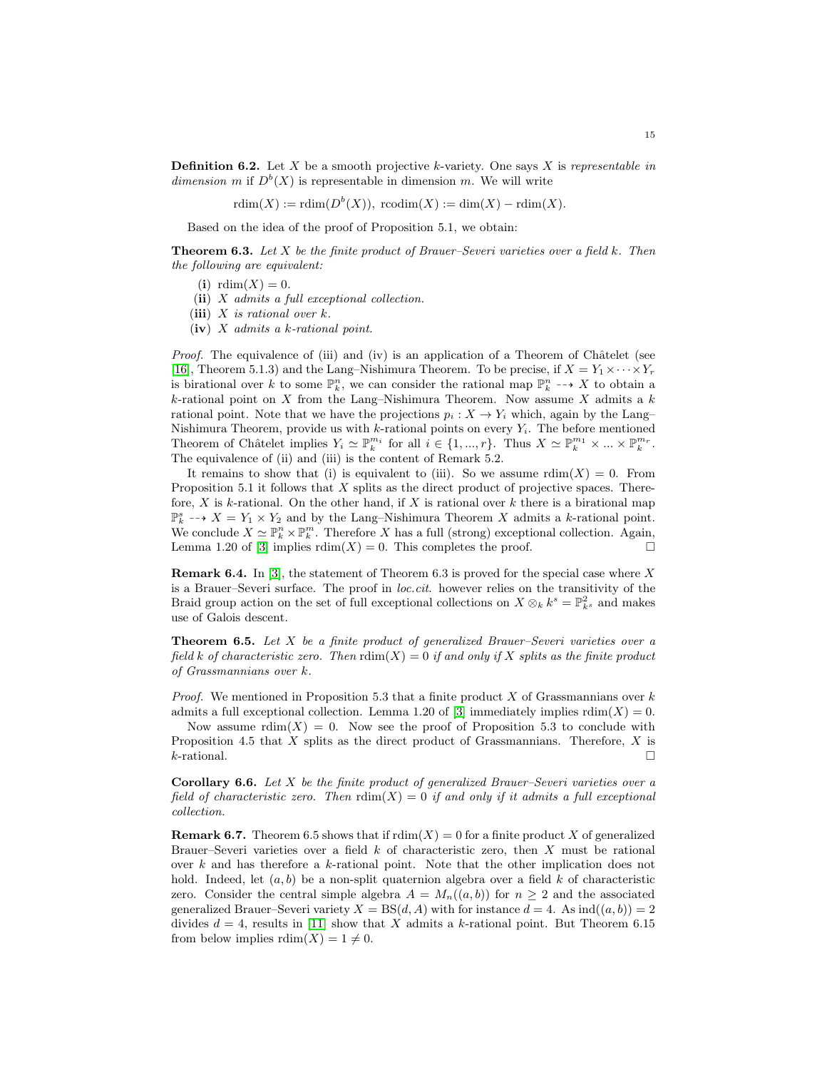**Definition 6.2.** Let $X$ be a smooth projective $k$-variety. One says $X$ is *representable in dimension* $m$ if $D^b(X)$ is representable in dimension $m$. We will write

$$\mathrm{rdim}(X) := \mathrm{rdim}(D^b(X)),\ \mathrm{rcodim}(X) := \dim(X) - \mathrm{rdim}(X).$$

Based on the idea of the proof of Proposition 5.1, we obtain:

**Theorem 6.3.** *Let $X$ be the finite product of Brauer–Severi varieties over a field $k$. Then the following are equivalent:*

- **(i)** $\mathrm{rdim}(X) = 0$.
- **(ii)** *$X$ admits a full exceptional collection.*
- **(iii)** *$X$ is rational over $k$.*
- **(iv)** *$X$ admits a $k$-rational point.*

*Proof.* The equivalence of (iii) and (iv) is an application of a Theorem of Châtelet (see [16], Theorem 5.1.3) and the Lang–Nishimura Theorem. To be precise, if $X = Y_1 \times \cdots \times Y_r$ is birational over $k$ to some $\mathbb{P}^n_k$, we can consider the rational map $\mathbb{P}^n_k \dashrightarrow X$ to obtain a $k$-rational point on $X$ from the Lang–Nishimura Theorem. Now assume $X$ admits a $k$ rational point. Note that we have the projections $p_i : X \to Y_i$ which, again by the Lang–Nishimura Theorem, provide us with $k$-rational points on every $Y_i$. The before mentioned Theorem of Châtelet implies $Y_i \simeq \mathbb{P}^{m_i}_k$ for all $i \in \{1, ..., r\}$. Thus $X \simeq \mathbb{P}^{m_1}_k \times ... \times \mathbb{P}^{m_r}_k$. The equivalence of (ii) and (iii) is the content of Remark 5.2.

It remains to show that (i) is equivalent to (iii). So we assume $\mathrm{rdim}(X) = 0$. From Proposition 5.1 it follows that $X$ splits as the direct product of projective spaces. Therefore, $X$ is $k$-rational. On the other hand, if $X$ is rational over $k$ there is a birational map $\mathbb{P}^s_k \dashrightarrow X = Y_1 \times Y_2$ and by the Lang–Nishimura Theorem $X$ admits a $k$-rational point. We conclude $X \simeq \mathbb{P}^n_k \times \mathbb{P}^m_k$. Therefore $X$ has a full (strong) exceptional collection. Again, Lemma 1.20 of [3] implies $\mathrm{rdim}(X) = 0$. This completes the proof. $\square$

**Remark 6.4.** In [3], the statement of Theorem 6.3 is proved for the special case where $X$ is a Brauer–Severi surface. The proof in *loc.cit.* however relies on the transitivity of the Braid group action on the set of full exceptional collections on $X \otimes_k k^s = \mathbb{P}^2_{k^s}$ and makes use of Galois descent.

**Theorem 6.5.** *Let $X$ be a finite product of generalized Brauer–Severi varieties over a field $k$ of characteristic zero. Then $\mathrm{rdim}(X) = 0$ if and only if $X$ splits as the finite product of Grassmannians over $k$.*

*Proof.* We mentioned in Proposition 5.3 that a finite product $X$ of Grassmannians over $k$ admits a full exceptional collection. Lemma 1.20 of [3] immediately implies $\mathrm{rdim}(X) = 0$.

Now assume $\mathrm{rdim}(X) = 0$. Now see the proof of Proposition 5.3 to conclude with Proposition 4.5 that $X$ splits as the direct product of Grassmannians. Therefore, $X$ is $k$-rational. $\square$

**Corollary 6.6.** *Let $X$ be the finite product of generalized Brauer–Severi varieties over a field of characteristic zero. Then $\mathrm{rdim}(X) = 0$ if and only if it admits a full exceptional collection.*

**Remark 6.7.** Theorem 6.5 shows that if $\mathrm{rdim}(X) = 0$ for a finite product $X$ of generalized Brauer–Severi varieties over a field $k$ of characteristic zero, then $X$ must be rational over $k$ and has therefore a $k$-rational point. Note that the other implication does not hold. Indeed, let $(a, b)$ be a non-split quaternion algebra over a field $k$ of characteristic zero. Consider the central simple algebra $A = M_n((a, b))$ for $n \geq 2$ and the associated generalized Brauer–Severi variety $X = \mathrm{BS}(d, A)$ with for instance $d = 4$. As $\mathrm{ind}((a, b)) = 2$ divides $d = 4$, results in [11] show that $X$ admits a $k$-rational point. But Theorem 6.15 from below implies $\mathrm{rdim}(X) = 1 \neq 0$.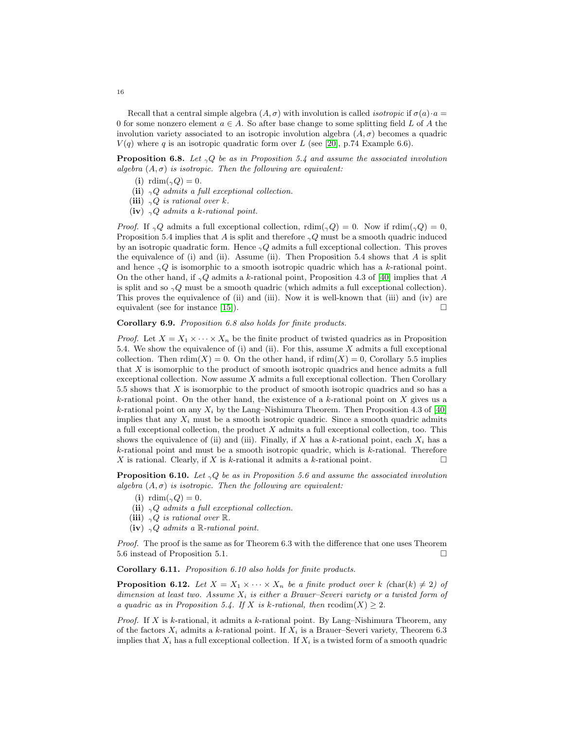Recall that a central simple algebra $(A, \sigma)$ with involution is called *isotropic* if $\sigma(a)\cdot a = 0$ for some nonzero element $a \in A$. So after base change to some splitting field $L$ of $A$ the involution variety associated to an isotropic involution algebra $(A, \sigma)$ becomes a quadric $V(q)$ where $q$ is an isotropic quadratic form over $L$ (see [20], p.74 Example 6.6).

**Proposition 6.8.** *Let ${}_{\gamma}Q$ be as in Proposition 5.4 and assume the associated involution algebra $(A, \sigma)$ is isotropic. Then the following are equivalent:*

**(i)** $\mathrm{rdim}({}_{\gamma}Q) = 0$.

**(ii)** *${}_{\gamma}Q$ admits a full exceptional collection.*

**(iii)** *${}_{\gamma}Q$ is rational over $k$.*

**(iv)** *${}_{\gamma}Q$ admits a $k$-rational point.*

*Proof.* If ${}_{\gamma}Q$ admits a full exceptional collection, $\mathrm{rdim}({}_{\gamma}Q) = 0$. Now if $\mathrm{rdim}({}_{\gamma}Q) = 0$, Proposition 5.4 implies that $A$ is split and therefore ${}_{\gamma}Q$ must be a smooth quadric induced by an isotropic quadratic form. Hence ${}_{\gamma}Q$ admits a full exceptional collection. This proves the equivalence of (i) and (ii). Assume (ii). Then Proposition 5.4 shows that $A$ is split and hence ${}_{\gamma}Q$ is isomorphic to a smooth isotropic quadric which has a $k$-rational point. On the other hand, if ${}_{\gamma}Q$ admits a $k$-rational point, Proposition 4.3 of [40] implies that $A$ is split and so ${}_{\gamma}Q$ must be a smooth quadric (which admits a full exceptional collection). This proves the equivalence of (ii) and (iii). Now it is well-known that (iii) and (iv) are equivalent (see for instance [15]). □

**Corollary 6.9.** *Proposition 6.8 also holds for finite products.*

*Proof.* Let $X = X_1 \times \cdots \times X_n$ be the finite product of twisted quadrics as in Proposition 5.4. We show the equivalence of (i) and (ii). For this, assume $X$ admits a full exceptional collection. Then $\mathrm{rdim}(X) = 0$. On the other hand, if $\mathrm{rdim}(X) = 0$, Corollary 5.5 implies that $X$ is isomorphic to the product of smooth isotropic quadrics and hence admits a full exceptional collection. Now assume $X$ admits a full exceptional collection. Then Corollary 5.5 shows that $X$ is isomorphic to the product of smooth isotropic quadrics and so has a $k$-rational point. On the other hand, the existence of a $k$-rational point on $X$ gives us a $k$-rational point on any $X_i$ by the Lang–Nishimura Theorem. Then Proposition 4.3 of [40] implies that any $X_i$ must be a smooth isotropic quadric. Since a smooth quadric admits a full exceptional collection, the product $X$ admits a full exceptional collection, too. This shows the equivalence of (ii) and (iii). Finally, if $X$ has a $k$-rational point, each $X_i$ has a $k$-rational point and must be a smooth isotropic quadric, which is $k$-rational. Therefore $X$ is rational. Clearly, if $X$ is $k$-rational it admits a $k$-rational point. □

**Proposition 6.10.** *Let ${}_{\gamma}Q$ be as in Proposition 5.6 and assume the associated involution algebra $(A, \sigma)$ is isotropic. Then the following are equivalent:*

**(i)** $\mathrm{rdim}({}_{\gamma}Q) = 0$.

**(ii)** *${}_{\gamma}Q$ admits a full exceptional collection.*

**(iii)** *${}_{\gamma}Q$ is rational over $\mathbb{R}$.*

**(iv)** *${}_{\gamma}Q$ admits a $\mathbb{R}$-rational point.*

*Proof.* The proof is the same as for Theorem 6.3 with the difference that one uses Theorem 5.6 instead of Proposition 5.1. □

**Corollary 6.11.** *Proposition 6.10 also holds for finite products.*

**Proposition 6.12.** *Let $X = X_1 \times \cdots \times X_n$ be a finite product over $k$ ($\mathrm{char}(k) \neq 2$) of dimension at least two. Assume $X_i$ is either a Brauer–Severi variety or a twisted form of a quadric as in Proposition 5.4. If $X$ is $k$-rational, then $\mathrm{rcodim}(X) \geq 2$.*

*Proof.* If $X$ is $k$-rational, it admits a $k$-rational point. By Lang–Nishimura Theorem, any of the factors $X_i$ admits a $k$-rational point. If $X_i$ is a Brauer–Severi variety, Theorem 6.3 implies that $X_i$ has a full exceptional collection. If $X_i$ is a twisted form of a smooth quadric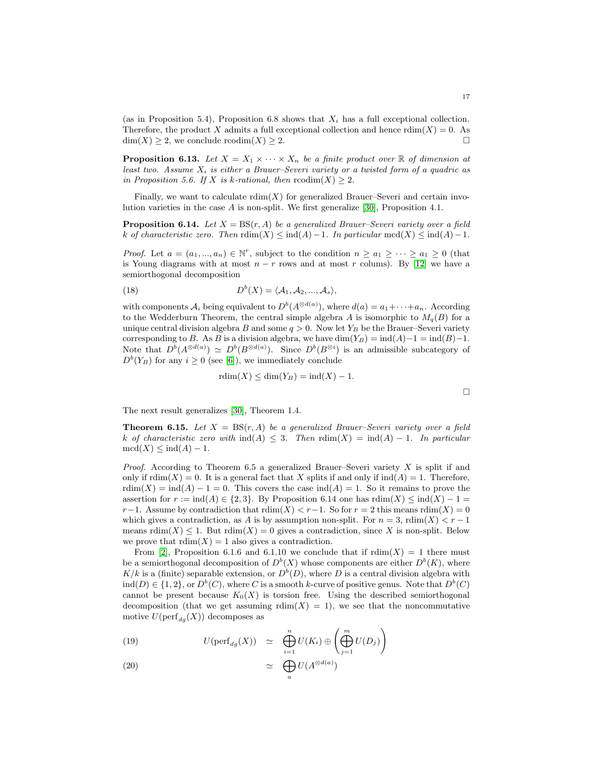(as in Proposition 5.4), Proposition 6.8 shows that $X_i$ has a full exceptional collection. Therefore, the product $X$ admits a full exceptional collection and hence $\mathrm{rdim}(X) = 0$. As $\dim(X) \geq 2$, we conclude $\mathrm{rcodim}(X) \geq 2$. □

**Proposition 6.13.** *Let $X = X_1 \times \cdots \times X_n$ be a finite product over $\mathbb{R}$ of dimension at least two. Assume $X_i$ is either a Brauer–Severi variety or a twisted form of a quadric as in Proposition 5.6. If $X$ is $k$-rational, then $\mathrm{rcodim}(X) \geq 2$.*

Finally, we want to calculate $\mathrm{rdim}(X)$ for generalized Brauer–Severi and certain involution varieties in the case $A$ is non-split. We first generalize [30], Proposition 4.1.

**Proposition 6.14.** *Let $X = \mathrm{BS}(r, A)$ be a generalized Brauer–Severi variety over a field $k$ of characteristic zero. Then $\mathrm{rdim}(X) \leq \mathrm{ind}(A) - 1$. In particular $\mathrm{mcd}(X) \leq \mathrm{ind}(A) - 1$.*

*Proof.* Let $a = (a_1, ..., a_n) \in \mathbb{N}^r$, subject to the condition $n \geq a_1 \geq \cdots \geq a_1 \geq 0$ (that is Young diagrams with at most $n - r$ rows and at most $r$ colums). By [12] we have a semiorthogonal decomposition

$$D^b(X) = \langle \mathcal{A}_1, \mathcal{A}_2, ..., \mathcal{A}_s \rangle, \tag{18}$$

with components $\mathcal{A}_i$ being equivalent to $D^b(A^{\otimes d(a)})$, where $d(a) = a_1 + \cdots + a_n$. According to the Wedderburn Theorem, the central simple algebra $A$ is isomorphic to $M_q(B)$ for a unique central division algebra $B$ and some $q > 0$. Now let $Y_B$ be the Brauer–Severi variety corresponding to $B$. As $B$ is a division algebra, we have $\dim(Y_B) = \mathrm{ind}(A) - 1 = \mathrm{ind}(B) - 1$. Note that $D^b(A^{\otimes d(a)}) \simeq D^b(B^{\otimes d(a)})$. Since $D^b(B^{\otimes i})$ is an admissible subcategory of $D^b(Y_B)$ for any $i \geq 0$ (see [6]), we immediately conclude

$$\mathrm{rdim}(X) \leq \dim(Y_B) = \mathrm{ind}(X) - 1.$$

□

The next result generalizes [30], Theorem 1.4.

**Theorem 6.15.** *Let $X = \mathrm{BS}(r, A)$ be a generalized Brauer–Severi variety over a field $k$ of characteristic zero with $\mathrm{ind}(A) \leq 3$. Then $\mathrm{rdim}(X) = \mathrm{ind}(A) - 1$. In particular $\mathrm{mcd}(X) \leq \mathrm{ind}(A) - 1$.*

*Proof.* According to Theorem 6.5 a generalized Brauer–Severi variety $X$ is split if and only if $\mathrm{rdim}(X) = 0$. It is a general fact that $X$ splits if and only if $\mathrm{ind}(A) = 1$. Therefore, $\mathrm{rdim}(X) = \mathrm{ind}(A) - 1 = 0$. This covers the case $\mathrm{ind}(A) = 1$. So it remains to prove the assertion for $r := \mathrm{ind}(A) \in \{2, 3\}$. By Proposition 6.14 one has $\mathrm{rdim}(X) \leq \mathrm{ind}(X) - 1 = r - 1$. Assume by contradiction that $\mathrm{rdim}(X) < r - 1$. So for $r = 2$ this means $\mathrm{rdim}(X) = 0$ which gives a contradiction, as $A$ is by assumption non-split. For $n = 3$, $\mathrm{rdim}(X) < r - 1$ means $\mathrm{rdim}(X) \leq 1$. But $\mathrm{rdim}(X) = 0$ gives a contradiction, since $X$ is non-split. Below we prove that $\mathrm{rdim}(X) = 1$ also gives a contradiction.

From [2], Proposition 6.1.6 and 6.1.10 we conclude that if $\mathrm{rdim}(X) = 1$ there must be a semiorthogonal decomposition of $D^b(X)$ whose components are either $D^b(K)$, where $K/k$ is a (finite) separable extension, or $D^b(D)$, where $D$ is a central division algebra with $\mathrm{ind}(D) \in \{1, 2\}$, or $D^b(C)$, where $C$ is a smooth $k$-curve of positive genus. Note that $D^b(C)$ cannot be present because $K_0(X)$ is torsion free. Using the described semiorthogonal decomposition (that we get assuming $\mathrm{rdim}(X) = 1$), we see that the noncommutative motive $U(\mathrm{perf}_{dg}(X))$ decomposes as

$$U(\mathrm{perf}_{dg}(X)) \simeq \bigoplus_{i=1}^{n} U(K_i) \oplus \left( \bigoplus_{j=1}^{m} U(D_j) \right) \tag{19}$$

$$\simeq \bigoplus_{a} U(A^{\otimes d(a)}) \tag{20}$$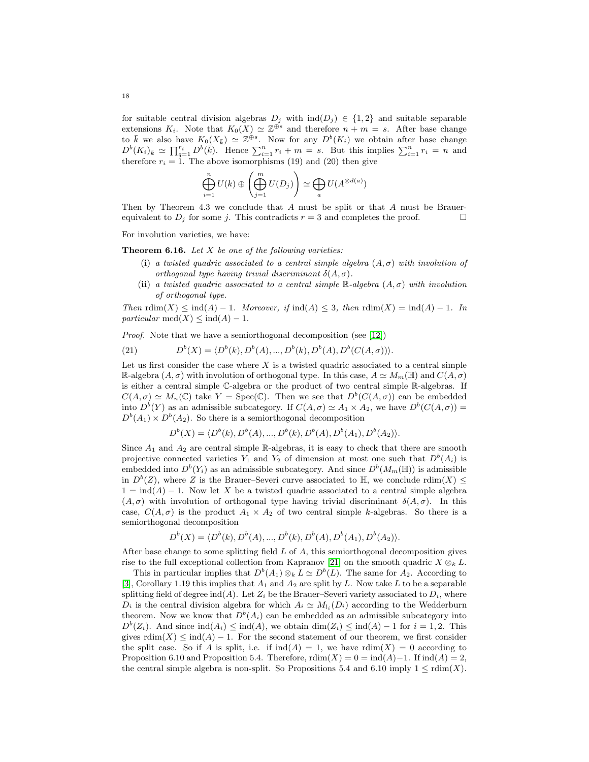for suitable central division algebras $D_j$ with $\mathrm{ind}(D_j) \in \{1,2\}$ and suitable separable extensions $K_i$. Note that $K_0(X) \simeq \mathbb{Z}^{\oplus s}$ and therefore $n+m=s$. After base change to $\bar{k}$ we also have $K_0(X_{\bar{k}}) \simeq \mathbb{Z}^{\oplus s}$. Now for any $D^b(K_i)$ we obtain after base change $D^b(K_i)_{\bar{k}} \simeq \prod_{q=1}^{r_i} D^b(\bar{k})$. Hence $\sum_{i=1}^n r_i + m = s$. But this implies $\sum_{i=1}^n r_i = n$ and therefore $r_i = 1$. The above isomorphisms (19) and (20) then give

$$\bigoplus_{i=1}^{n} U(k) \oplus \left(\bigoplus_{j=1}^{m} U(D_j)\right) \simeq \bigoplus_{a} U(A^{\otimes d(a)})$$

Then by Theorem 4.3 we conclude that $A$ must be split or that $A$ must be Brauer-equivalent to $D_j$ for some $j$. This contradicts $r=3$ and completes the proof. □

For involution varieties, we have:

**Theorem 6.16.** *Let $X$ be one of the following varieties:*

- **(i)** *a twisted quadric associated to a central simple algebra $(A,\sigma)$ with involution of orthogonal type having trivial discriminant $\delta(A,\sigma)$.*
- **(ii)** *a twisted quadric associated to a central simple $\mathbb{R}$-algebra $(A,\sigma)$ with involution of orthogonal type.*

*Then $\mathrm{rdim}(X) \leq \mathrm{ind}(A)-1$. Moreover, if $\mathrm{ind}(A) \leq 3$, then $\mathrm{rdim}(X) = \mathrm{ind}(A)-1$. In particular $\mathrm{mcd}(X) \leq \mathrm{ind}(A)-1$.*

*Proof.* Note that we have a semiorthogonal decomposition (see [12])

$$D^b(X) = \langle D^b(k), D^b(A), ..., D^b(k), D^b(A), D^b(C(A,\sigma))\rangle. \tag{21}$$

Let us first consider the case where $X$ is a twisted quadric associated to a central simple $\mathbb{R}$-algebra $(A,\sigma)$ with involution of orthogonal type. In this case, $A \simeq M_m(\mathbb{H})$ and $C(A,\sigma)$ is either a central simple $\mathbb{C}$-algebra or the product of two central simple $\mathbb{R}$-algebras. If $C(A,\sigma) \simeq M_n(\mathbb{C})$ take $Y = \mathrm{Spec}(\mathbb{C})$. Then we see that $D^b(C(A,\sigma))$ can be embedded into $D^b(Y)$ as an admissible subcategory. If $C(A,\sigma) \simeq A_1 \times A_2$, we have $D^b(C(A,\sigma)) = D^b(A_1) \times D^b(A_2)$. So there is a semiorthogonal decomposition

$$D^b(X) = \langle D^b(k), D^b(A), ..., D^b(k), D^b(A), D^b(A_1), D^b(A_2)\rangle.$$

Since $A_1$ and $A_2$ are central simple $\mathbb{R}$-algebras, it is easy to check that there are smooth projective connected varieties $Y_1$ and $Y_2$ of dimension at most one such that $D^b(A_i)$ is embedded into $D^b(Y_i)$ as an admissible subcategory. And since $D^b(M_m(\mathbb{H}))$ is admissible in $D^b(Z)$, where $Z$ is the Brauer–Severi curve associated to $\mathbb{H}$, we conclude $\mathrm{rdim}(X) \leq 1 = \mathrm{ind}(A)-1$. Now let $X$ be a twisted quadric associated to a central simple algebra $(A,\sigma)$ with involution of orthogonal type having trivial discriminant $\delta(A,\sigma)$. In this case, $C(A,\sigma)$ is the product $A_1 \times A_2$ of two central simple $k$-algebras. So there is a semiorthogonal decomposition

$$D^b(X) = \langle D^b(k), D^b(A), ..., D^b(k), D^b(A), D^b(A_1), D^b(A_2)\rangle.$$

After base change to some splitting field $L$ of $A$, this semiorthogonal decomposition gives rise to the full exceptional collection from Kapranov [21] on the smooth quadric $X \otimes_k L$.

This in particular implies that $D^b(A_1) \otimes_k L \simeq D^b(L)$. The same for $A_2$. According to [3], Corollary 1.19 this implies that $A_1$ and $A_2$ are split by $L$. Now take $L$ to be a separable splitting field of degree $\mathrm{ind}(A)$. Let $Z_i$ be the Brauer–Severi variety associated to $D_i$, where $D_i$ is the central division algebra for which $A_i \simeq M_{l_i}(D_i)$ according to the Wedderburn theorem. Now we know that $D^b(A_i)$ can be embedded as an admissible subcategory into $D^b(Z_i)$. And since $\mathrm{ind}(A_i) \leq \mathrm{ind}(A)$, we obtain $\dim(Z_i) \leq \mathrm{ind}(A)-1$ for $i=1,2$. This gives $\mathrm{rdim}(X) \leq \mathrm{ind}(A)-1$. For the second statement of our theorem, we first consider the split case. So if $A$ is split, i.e. if $\mathrm{ind}(A)=1$, we have $\mathrm{rdim}(X)=0$ according to Proposition 6.10 and Proposition 5.4. Therefore, $\mathrm{rdim}(X) = 0 = \mathrm{ind}(A)-1$. If $\mathrm{ind}(A)=2$, the central simple algebra is non-split. So Propositions 5.4 and 6.10 imply $1 \leq \mathrm{rdim}(X)$.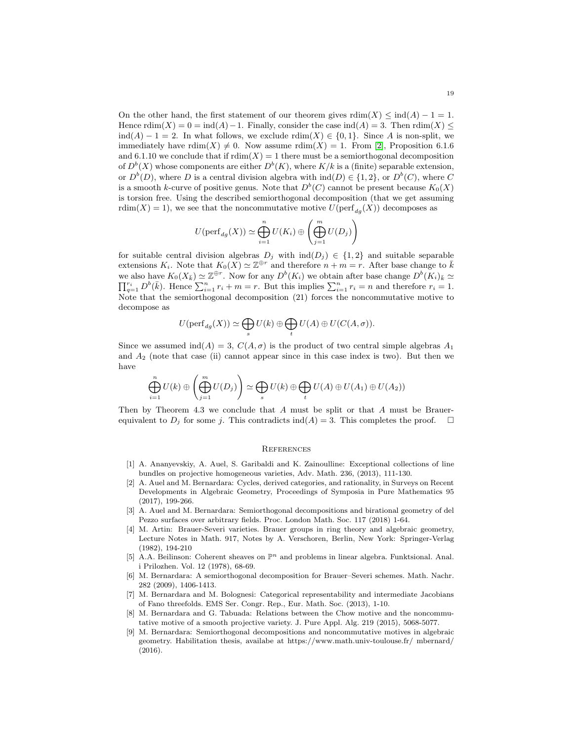On the other hand, the first statement of our theorem gives $\mathrm{rdim}(X) \leq \mathrm{ind}(A) - 1 = 1$. Hence $\mathrm{rdim}(X) = 0 = \mathrm{ind}(A) - 1$. Finally, consider the case $\mathrm{ind}(A) = 3$. Then $\mathrm{rdim}(X) \leq \mathrm{ind}(A) - 1 = 2$. In what follows, we exclude $\mathrm{rdim}(X) \in \{0, 1\}$. Since $A$ is non-split, we immediately have $\mathrm{rdim}(X) \neq 0$. Now assume $\mathrm{rdim}(X) = 1$. From [2], Proposition 6.1.6 and 6.1.10 we conclude that if $\mathrm{rdim}(X) = 1$ there must be a semiorthogonal decomposition of $D^b(X)$ whose components are either $D^b(K)$, where $K/k$ is a (finite) separable extension, or $D^b(D)$, where $D$ is a central division algebra with $\mathrm{ind}(D) \in \{1, 2\}$, or $D^b(C)$, where $C$ is a smooth $k$-curve of positive genus. Note that $D^b(C)$ cannot be present because $K_0(X)$ is torsion free. Using the described semiorthogonal decomposition (that we get assuming $\mathrm{rdim}(X) = 1$), we see that the noncommutative motive $U(\mathrm{perf}_{dg}(X))$ decomposes as

$$U(\mathrm{perf}_{dg}(X)) \simeq \bigoplus_{i=1}^{n} U(K_i) \oplus \left( \bigoplus_{j=1}^{m} U(D_j) \right)$$

for suitable central division algebras $D_j$ with $\mathrm{ind}(D_j) \in \{1, 2\}$ and suitable separable extensions $K_i$. Note that $K_0(X) \simeq \mathbb{Z}^{\oplus r}$ and therefore $n + m = r$. After base change to $\bar{k}$ we also have $K_0(X_{\bar{k}}) \simeq \mathbb{Z}^{\oplus r}$. Now for any $D^b(K_i)$ we obtain after base change $D^b(K_i)_{\bar{k}} \simeq \prod_{q=1}^{r_i} D^b(\bar{k})$. Hence $\sum_{i=1}^{n} r_i + m = r$. But this implies $\sum_{i=1}^{n} r_i = n$ and therefore $r_i = 1$. Note that the semiorthogonal decomposition (21) forces the noncommutative motive to decompose as

$$U(\mathrm{perf}_{dg}(X)) \simeq \bigoplus_{s} U(k) \oplus \bigoplus_{t} U(A) \oplus U(C(A, \sigma)).$$

Since we assumed $\mathrm{ind}(A) = 3$, $C(A, \sigma)$ is the product of two central simple algebras $A_1$ and $A_2$ (note that case (ii) cannot appear since in this case index is two). But then we have

$$\bigoplus_{i=1}^{n} U(k) \oplus \left( \bigoplus_{j=1}^{m} U(D_j) \right) \simeq \bigoplus_{s} U(k) \oplus \bigoplus_{t} U(A) \oplus U(A_1) \oplus U(A_2))$$

Then by Theorem 4.3 we conclude that $A$ must be split or that $A$ must be Brauer-equivalent to $D_j$ for some $j$. This contradicts $\mathrm{ind}(A) = 3$. This completes the proof. $\square$

## References

[1] A. Ananyevskiy, A. Auel, S. Garibaldi and K. Zainoulline: Exceptional collections of line bundles on projective homogeneous varieties, Adv. Math. 236, (2013), 111-130.

[2] A. Auel and M. Bernardara: Cycles, derived categories, and rationality, in Surveys on Recent Developments in Algebraic Geometry, Proceedings of Symposia in Pure Mathematics 95 (2017), 199-266.

[3] A. Auel and M. Bernardara: Semiorthogonal decompositions and birational geometry of del Pezzo surfaces over arbitrary fields. Proc. London Math. Soc. 117 (2018) 1-64.

[4] M. Artin: Brauer-Severi varieties. Brauer groups in ring theory and algebraic geometry, Lecture Notes in Math. 917, Notes by A. Verschoren, Berlin, New York: Springer-Verlag (1982), 194-210

[5] A.A. Beilinson: Coherent sheaves on $\mathbb{P}^n$ and problems in linear algebra. Funktsional. Anal. i Prilozhen. Vol. 12 (1978), 68-69.

[6] M. Bernardara: A semiorthogonal decomposition for Brauer–Severi schemes. Math. Nachr. 282 (2009), 1406-1413.

[7] M. Bernardara and M. Bolognesi: Categorical representability and intermediate Jacobians of Fano threefolds. EMS Ser. Congr. Rep., Eur. Math. Soc. (2013), 1-10.

[8] M. Bernardara and G. Tabuada: Relations between the Chow motive and the noncommutative motive of a smooth projective variety. J. Pure Appl. Alg. 219 (2015), 5068-5077.

[9] M. Bernardara: Semiorthogonal decompositions and noncommutative motives in algebraic geometry. Habilitation thesis, availabe at https://www.math.univ-toulouse.fr/ mbernard/ (2016).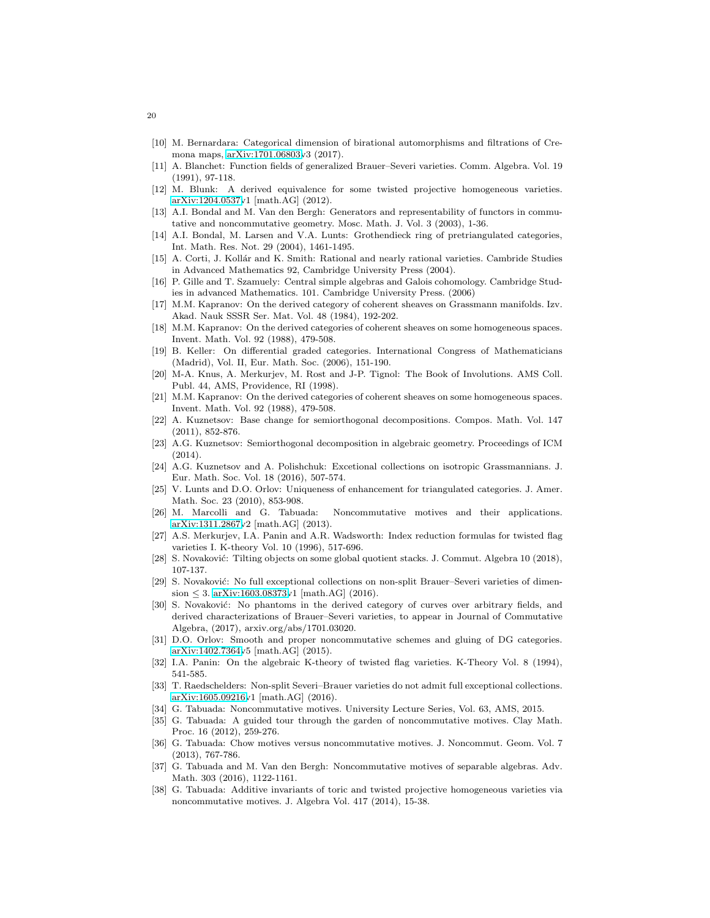[10] M. Bernardara: Categorical dimension of birational automorphisms and filtrations of Cremona maps, arXiv:1701.06803v3 (2017).

[11] A. Blanchet: Function fields of generalized Brauer–Severi varieties. Comm. Algebra. Vol. 19 (1991), 97-118.

[12] M. Blunk: A derived equivalence for some twisted projective homogeneous varieties. arXiv:1204.0537v1 [math.AG] (2012).

[13] A.I. Bondal and M. Van den Bergh: Generators and representability of functors in commutative and noncommutative geometry. Mosc. Math. J. Vol. 3 (2003), 1-36.

[14] A.I. Bondal, M. Larsen and V.A. Lunts: Grothendieck ring of pretriangulated categories, Int. Math. Res. Not. 29 (2004), 1461-1495.

[15] A. Corti, J. Kollár and K. Smith: Rational and nearly rational varieties. Cambride Studies in Advanced Mathematics 92, Cambridge University Press (2004).

[16] P. Gille and T. Szamuely: Central simple algebras and Galois cohomology. Cambridge Studies in advanced Mathematics. 101. Cambridge University Press. (2006)

[17] M.M. Kapranov: On the derived category of coherent sheaves on Grassmann manifolds. Izv. Akad. Nauk SSSR Ser. Mat. Vol. 48 (1984), 192-202.

[18] M.M. Kapranov: On the derived categories of coherent sheaves on some homogeneous spaces. Invent. Math. Vol. 92 (1988), 479-508.

[19] B. Keller: On differential graded categories. International Congress of Mathematicians (Madrid), Vol. II, Eur. Math. Soc. (2006), 151-190.

[20] M-A. Knus, A. Merkurjev, M. Rost and J-P. Tignol: The Book of Involutions. AMS Coll. Publ. 44, AMS, Providence, RI (1998).

[21] M.M. Kapranov: On the derived categories of coherent sheaves on some homogeneous spaces. Invent. Math. Vol. 92 (1988), 479-508.

[22] A. Kuznetsov: Base change for semiorthogonal decompositions. Compos. Math. Vol. 147 (2011), 852-876.

[23] A.G. Kuznetsov: Semiorthogonal decomposition in algebraic geometry. Proceedings of ICM (2014).

[24] A.G. Kuznetsov and A. Polishchuk: Excetional collections on isotropic Grassmannians. J. Eur. Math. Soc. Vol. 18 (2016), 507-574.

[25] V. Lunts and D.O. Orlov: Uniqueness of enhancement for triangulated categories. J. Amer. Math. Soc. 23 (2010), 853-908.

[26] M. Marcolli and G. Tabuada: Noncommutative motives and their applications. arXiv:1311.2867v2 [math.AG] (2013).

[27] A.S. Merkurjev, I.A. Panin and A.R. Wadsworth: Index reduction formulas for twisted flag varieties I. K-theory Vol. 10 (1996), 517-696.

[28] S. Novaković: Tilting objects on some global quotient stacks. J. Commut. Algebra 10 (2018), 107-137.

[29] S. Novaković: No full exceptional collections on non-split Brauer–Severi varieties of dimension $\leq 3$. arXiv:1603.08373v1 [math.AG] (2016).

[30] S. Novaković: No phantoms in the derived category of curves over arbitrary fields, and derived characterizations of Brauer–Severi varieties, to appear in Journal of Commutative Algebra, (2017), arxiv.org/abs/1701.03020.

[31] D.O. Orlov: Smooth and proper noncommutative schemes and gluing of DG categories. arXiv:1402.7364v5 [math.AG] (2015).

[32] I.A. Panin: On the algebraic K-theory of twisted flag varieties. K-Theory Vol. 8 (1994), 541-585.

[33] T. Raedschelders: Non-split Severi–Brauer varieties do not admit full exceptional collections. arXiv:1605.09216v1 [math.AG] (2016).

[34] G. Tabuada: Noncommutative motives. University Lecture Series, Vol. 63, AMS, 2015.

[35] G. Tabuada: A guided tour through the garden of noncommutative motives. Clay Math. Proc. 16 (2012), 259-276.

[36] G. Tabuada: Chow motives versus noncommutative motives. J. Noncommut. Geom. Vol. 7 (2013), 767-786.

[37] G. Tabuada and M. Van den Bergh: Noncommutative motives of separable algebras. Adv. Math. 303 (2016), 1122-1161.

[38] G. Tabuada: Additive invariants of toric and twisted projective homogeneous varieties via noncommutative motives. J. Algebra Vol. 417 (2014), 15-38.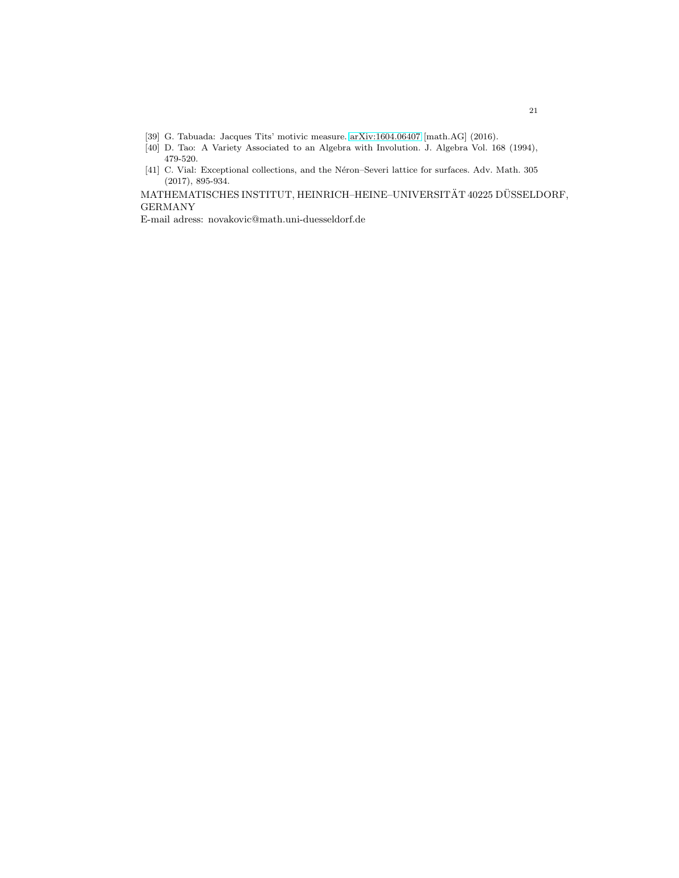[39] G. Tabuada: Jacques Tits' motivic measure. arXiv:1604.06407 [math.AG] (2016).

[40] D. Tao: A Variety Associated to an Algebra with Involution. J. Algebra Vol. 168 (1994), 479-520.

[41] C. Vial: Exceptional collections, and the Néron–Severi lattice for surfaces. Adv. Math. 305 (2017), 895-934.

MATHEMATISCHES INSTITUT, HEINRICH–HEINE–UNIVERSITÄT 40225 DÜSSELDORF, GERMANY

E-mail adress: novakovic@math.uni-duesseldorf.de